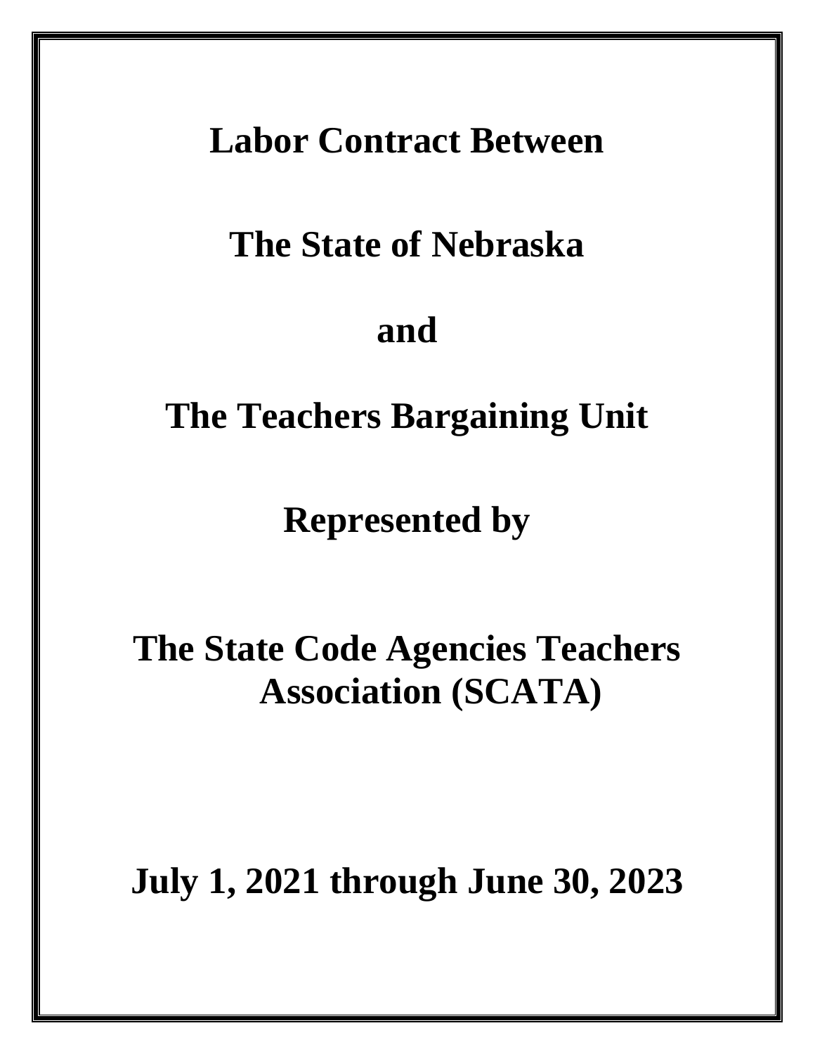# Labor Contract Between

# The State of Nebraska

# and

# The Teachers Bargaining Unit

# Represented by

# The State Code Agencies Teachers Association (SCATA)

# July 1, 2021 through June 30, 2023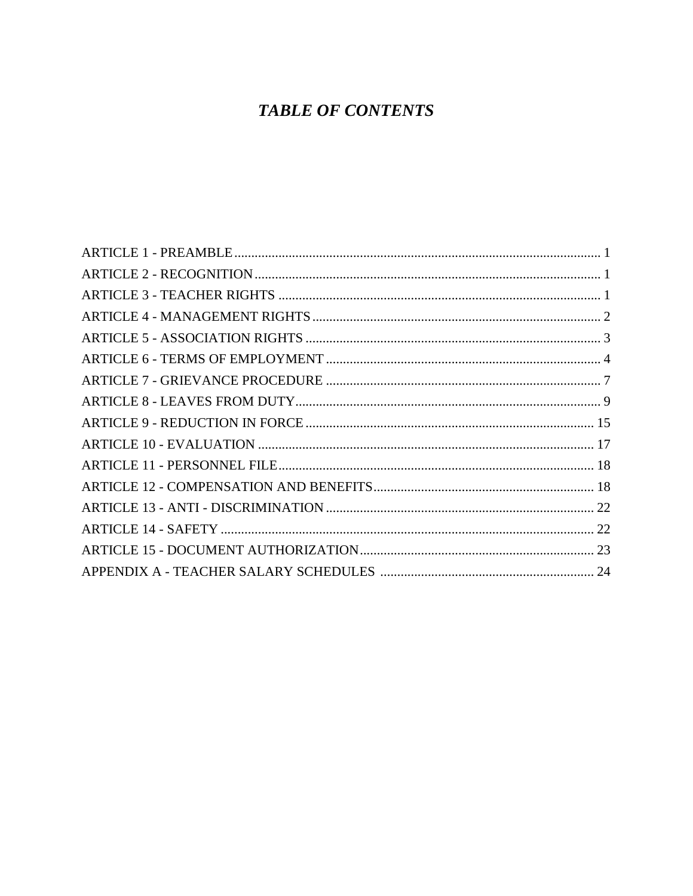# *TABLE OF CONTENTS*

ARTICLE 1 - PREAMBLE ........................................................................................................ 1
ARTICLE 2 - RECOGNITION .................................................................................................. 1
ARTICLE 3 - TEACHER RIGHTS ............................................................................................ 1
ARTICLE 4 - MANAGEMENT RIGHTS .................................................................................. 2
ARTICLE 5 - ASSOCIATION RIGHTS .................................................................................... 3
ARTICLE 6 - TERMS OF EMPLOYMENT .............................................................................. 4
ARTICLE 7 - GRIEVANCE PROCEDURE .............................................................................. 7
ARTICLE 8 - LEAVES FROM DUTY ...................................................................................... 9
ARTICLE 9 - REDUCTION IN FORCE .................................................................................. 15
ARTICLE 10 - EVALUATION ................................................................................................ 17
ARTICLE 11 - PERSONNEL FILE .......................................................................................... 18
ARTICLE 12 - COMPENSATION AND BENEFITS ............................................................... 18
ARTICLE 13 - ANTI - DISCRIMINATION ............................................................................. 22
ARTICLE 14 - SAFETY ........................................................................................................... 22
ARTICLE 15 - DOCUMENT AUTHORIZATION ................................................................... 23
APPENDIX A - TEACHER SALARY SCHEDULES .............................................................. 24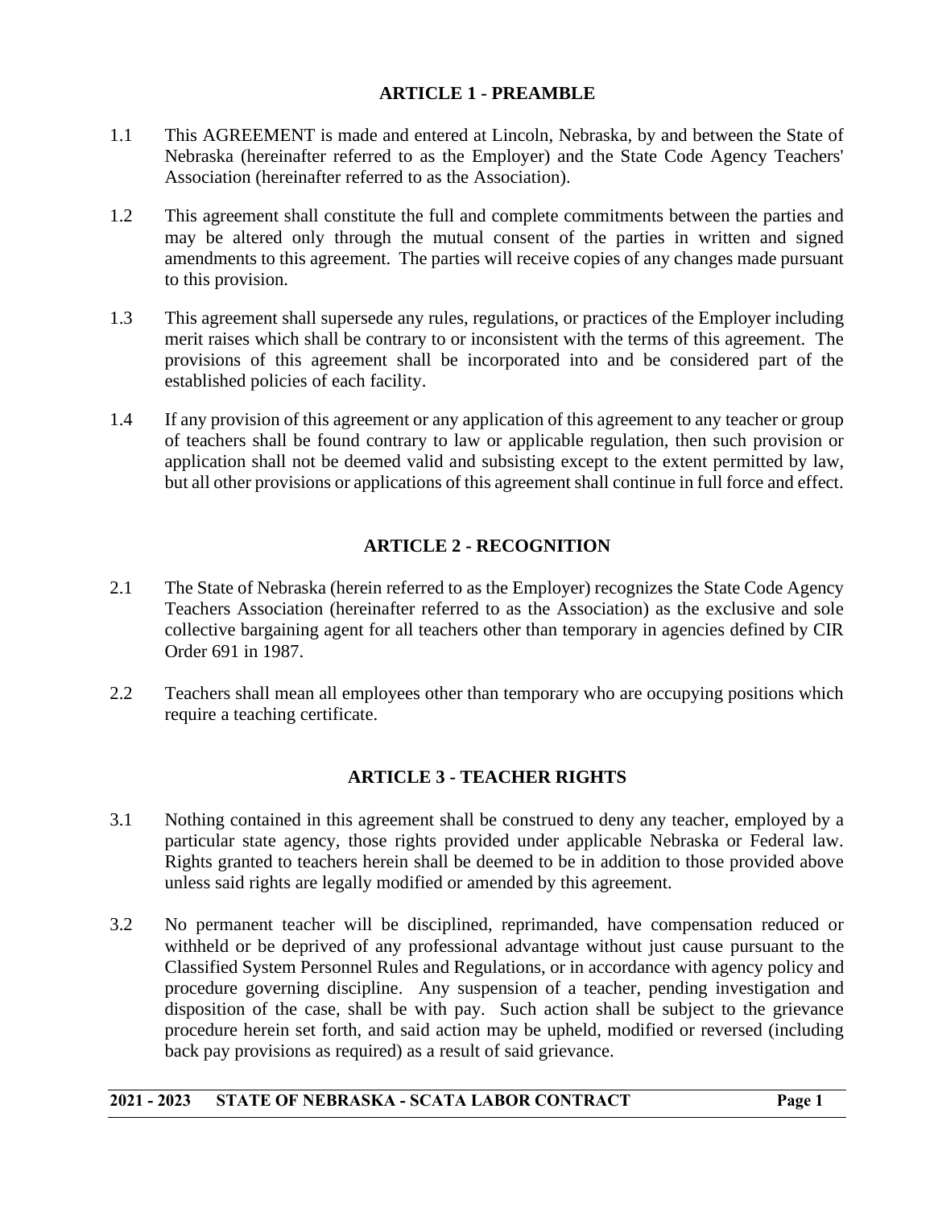## ARTICLE 1 - PREAMBLE

1.1 This AGREEMENT is made and entered at Lincoln, Nebraska, by and between the State of Nebraska (hereinafter referred to as the Employer) and the State Code Agency Teachers' Association (hereinafter referred to as the Association).

1.2 This agreement shall constitute the full and complete commitments between the parties and may be altered only through the mutual consent of the parties in written and signed amendments to this agreement. The parties will receive copies of any changes made pursuant to this provision.

1.3 This agreement shall supersede any rules, regulations, or practices of the Employer including merit raises which shall be contrary to or inconsistent with the terms of this agreement. The provisions of this agreement shall be incorporated into and be considered part of the established policies of each facility.

1.4 If any provision of this agreement or any application of this agreement to any teacher or group of teachers shall be found contrary to law or applicable regulation, then such provision or application shall not be deemed valid and subsisting except to the extent permitted by law, but all other provisions or applications of this agreement shall continue in full force and effect.

## ARTICLE 2 - RECOGNITION

2.1 The State of Nebraska (herein referred to as the Employer) recognizes the State Code Agency Teachers Association (hereinafter referred to as the Association) as the exclusive and sole collective bargaining agent for all teachers other than temporary in agencies defined by CIR Order 691 in 1987.

2.2 Teachers shall mean all employees other than temporary who are occupying positions which require a teaching certificate.

## ARTICLE 3 - TEACHER RIGHTS

3.1 Nothing contained in this agreement shall be construed to deny any teacher, employed by a particular state agency, those rights provided under applicable Nebraska or Federal law. Rights granted to teachers herein shall be deemed to be in addition to those provided above unless said rights are legally modified or amended by this agreement.

3.2 No permanent teacher will be disciplined, reprimanded, have compensation reduced or withheld or be deprived of any professional advantage without just cause pursuant to the Classified System Personnel Rules and Regulations, or in accordance with agency policy and procedure governing discipline. Any suspension of a teacher, pending investigation and disposition of the case, shall be with pay. Such action shall be subject to the grievance procedure herein set forth, and said action may be upheld, modified or reversed (including back pay provisions as required) as a result of said grievance.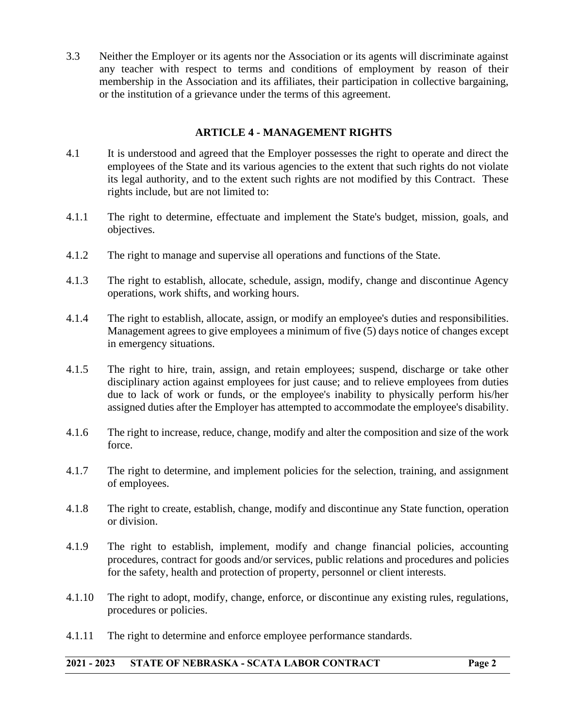3.3 Neither the Employer or its agents nor the Association or its agents will discriminate against any teacher with respect to terms and conditions of employment by reason of their membership in the Association and its affiliates, their participation in collective bargaining, or the institution of a grievance under the terms of this agreement.

## ARTICLE 4 - MANAGEMENT RIGHTS

4.1 It is understood and agreed that the Employer possesses the right to operate and direct the employees of the State and its various agencies to the extent that such rights do not violate its legal authority, and to the extent such rights are not modified by this Contract. These rights include, but are not limited to:

4.1.1 The right to determine, effectuate and implement the State's budget, mission, goals, and objectives.

4.1.2 The right to manage and supervise all operations and functions of the State.

4.1.3 The right to establish, allocate, schedule, assign, modify, change and discontinue Agency operations, work shifts, and working hours.

4.1.4 The right to establish, allocate, assign, or modify an employee's duties and responsibilities. Management agrees to give employees a minimum of five (5) days notice of changes except in emergency situations.

4.1.5 The right to hire, train, assign, and retain employees; suspend, discharge or take other disciplinary action against employees for just cause; and to relieve employees from duties due to lack of work or funds, or the employee's inability to physically perform his/her assigned duties after the Employer has attempted to accommodate the employee's disability.

4.1.6 The right to increase, reduce, change, modify and alter the composition and size of the work force.

4.1.7 The right to determine, and implement policies for the selection, training, and assignment of employees.

4.1.8 The right to create, establish, change, modify and discontinue any State function, operation or division.

4.1.9 The right to establish, implement, modify and change financial policies, accounting procedures, contract for goods and/or services, public relations and procedures and policies for the safety, health and protection of property, personnel or client interests.

4.1.10 The right to adopt, modify, change, enforce, or discontinue any existing rules, regulations, procedures or policies.

4.1.11 The right to determine and enforce employee performance standards.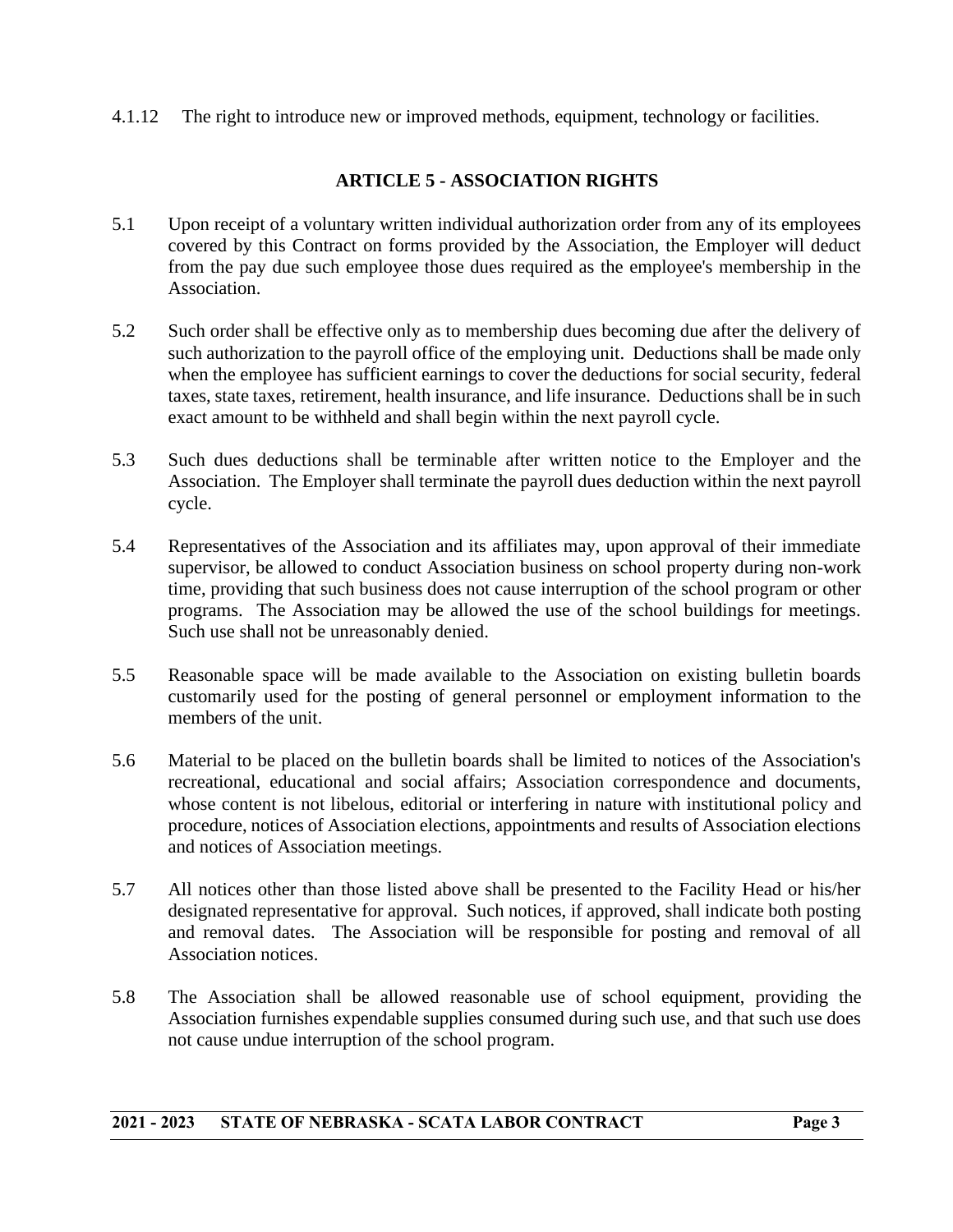4.1.12 The right to introduce new or improved methods, equipment, technology or facilities.

## ARTICLE 5 - ASSOCIATION RIGHTS

5.1 Upon receipt of a voluntary written individual authorization order from any of its employees covered by this Contract on forms provided by the Association, the Employer will deduct from the pay due such employee those dues required as the employee's membership in the Association.

5.2 Such order shall be effective only as to membership dues becoming due after the delivery of such authorization to the payroll office of the employing unit. Deductions shall be made only when the employee has sufficient earnings to cover the deductions for social security, federal taxes, state taxes, retirement, health insurance, and life insurance. Deductions shall be in such exact amount to be withheld and shall begin within the next payroll cycle.

5.3 Such dues deductions shall be terminable after written notice to the Employer and the Association. The Employer shall terminate the payroll dues deduction within the next payroll cycle.

5.4 Representatives of the Association and its affiliates may, upon approval of their immediate supervisor, be allowed to conduct Association business on school property during non-work time, providing that such business does not cause interruption of the school program or other programs. The Association may be allowed the use of the school buildings for meetings. Such use shall not be unreasonably denied.

5.5 Reasonable space will be made available to the Association on existing bulletin boards customarily used for the posting of general personnel or employment information to the members of the unit.

5.6 Material to be placed on the bulletin boards shall be limited to notices of the Association's recreational, educational and social affairs; Association correspondence and documents, whose content is not libelous, editorial or interfering in nature with institutional policy and procedure, notices of Association elections, appointments and results of Association elections and notices of Association meetings.

5.7 All notices other than those listed above shall be presented to the Facility Head or his/her designated representative for approval. Such notices, if approved, shall indicate both posting and removal dates. The Association will be responsible for posting and removal of all Association notices.

5.8 The Association shall be allowed reasonable use of school equipment, providing the Association furnishes expendable supplies consumed during such use, and that such use does not cause undue interruption of the school program.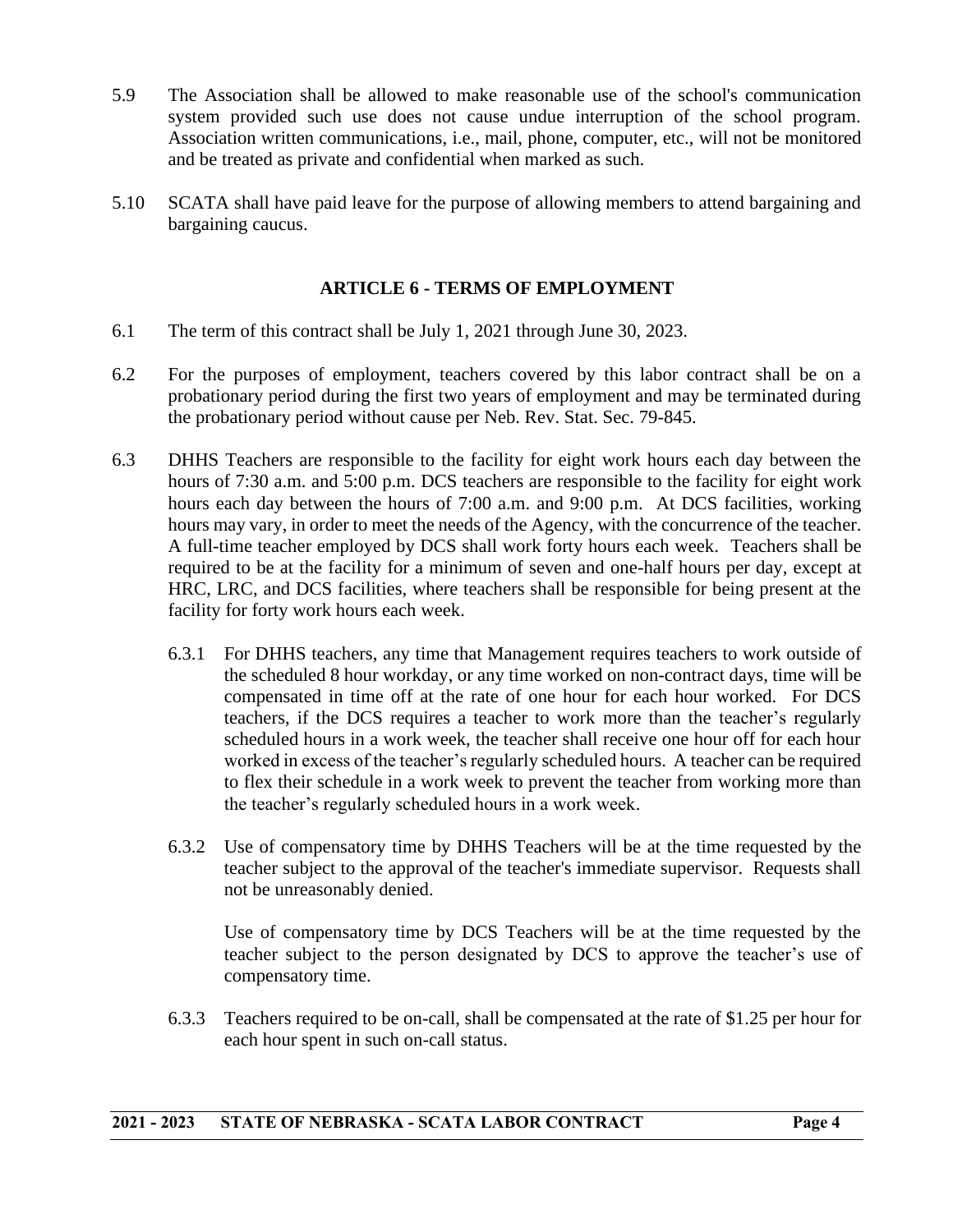5.9 The Association shall be allowed to make reasonable use of the school's communication system provided such use does not cause undue interruption of the school program. Association written communications, i.e., mail, phone, computer, etc., will not be monitored and be treated as private and confidential when marked as such.

5.10 SCATA shall have paid leave for the purpose of allowing members to attend bargaining and bargaining caucus.

## ARTICLE 6 - TERMS OF EMPLOYMENT

6.1 The term of this contract shall be July 1, 2021 through June 30, 2023.

6.2 For the purposes of employment, teachers covered by this labor contract shall be on a probationary period during the first two years of employment and may be terminated during the probationary period without cause per Neb. Rev. Stat. Sec. 79-845.

6.3 DHHS Teachers are responsible to the facility for eight work hours each day between the hours of 7:30 a.m. and 5:00 p.m. DCS teachers are responsible to the facility for eight work hours each day between the hours of 7:00 a.m. and 9:00 p.m. At DCS facilities, working hours may vary, in order to meet the needs of the Agency, with the concurrence of the teacher. A full-time teacher employed by DCS shall work forty hours each week. Teachers shall be required to be at the facility for a minimum of seven and one-half hours per day, except at HRC, LRC, and DCS facilities, where teachers shall be responsible for being present at the facility for forty work hours each week.

6.3.1 For DHHS teachers, any time that Management requires teachers to work outside of the scheduled 8 hour workday, or any time worked on non-contract days, time will be compensated in time off at the rate of one hour for each hour worked. For DCS teachers, if the DCS requires a teacher to work more than the teacher's regularly scheduled hours in a work week, the teacher shall receive one hour off for each hour worked in excess of the teacher's regularly scheduled hours. A teacher can be required to flex their schedule in a work week to prevent the teacher from working more than the teacher's regularly scheduled hours in a work week.

6.3.2 Use of compensatory time by DHHS Teachers will be at the time requested by the teacher subject to the approval of the teacher's immediate supervisor. Requests shall not be unreasonably denied.

Use of compensatory time by DCS Teachers will be at the time requested by the teacher subject to the person designated by DCS to approve the teacher's use of compensatory time.

6.3.3 Teachers required to be on-call, shall be compensated at the rate of $1.25 per hour for each hour spent in such on-call status.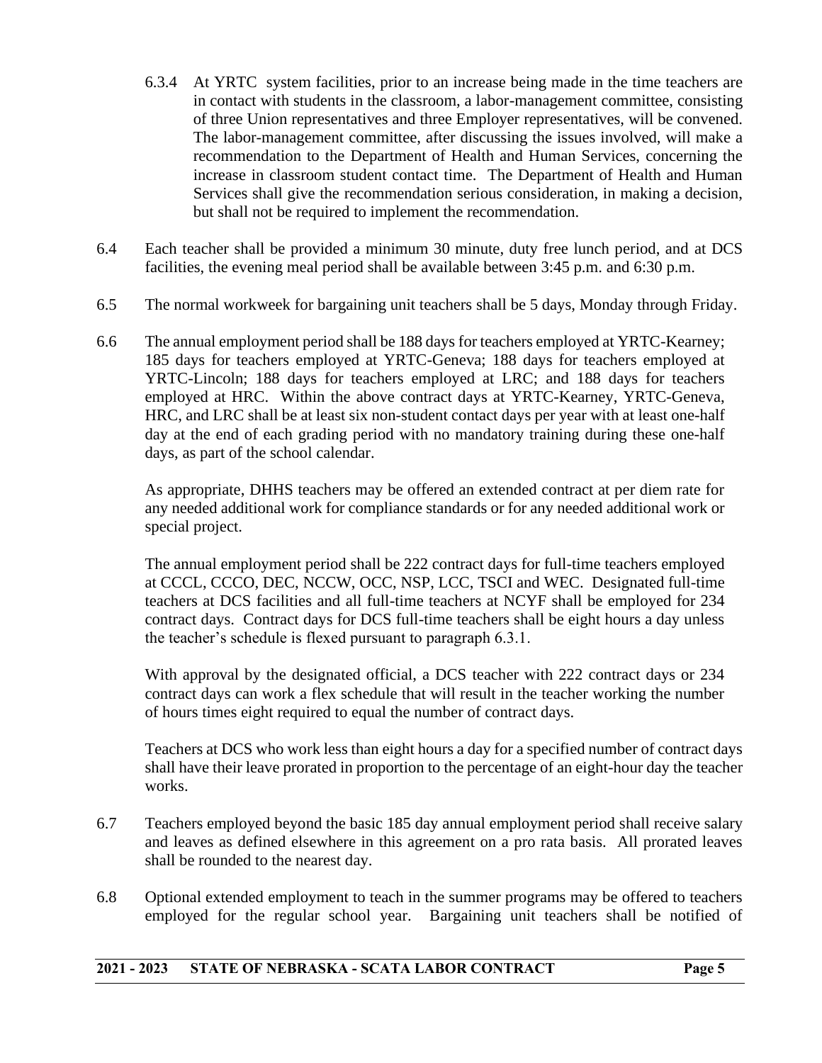6.3.4 At YRTC system facilities, prior to an increase being made in the time teachers are in contact with students in the classroom, a labor-management committee, consisting of three Union representatives and three Employer representatives, will be convened. The labor-management committee, after discussing the issues involved, will make a recommendation to the Department of Health and Human Services, concerning the increase in classroom student contact time. The Department of Health and Human Services shall give the recommendation serious consideration, in making a decision, but shall not be required to implement the recommendation.

6.4 Each teacher shall be provided a minimum 30 minute, duty free lunch period, and at DCS facilities, the evening meal period shall be available between 3:45 p.m. and 6:30 p.m.

6.5 The normal workweek for bargaining unit teachers shall be 5 days, Monday through Friday.

6.6 The annual employment period shall be 188 days for teachers employed at YRTC-Kearney; 185 days for teachers employed at YRTC-Geneva; 188 days for teachers employed at YRTC-Lincoln; 188 days for teachers employed at LRC; and 188 days for teachers employed at HRC. Within the above contract days at YRTC-Kearney, YRTC-Geneva, HRC, and LRC shall be at least six non-student contact days per year with at least one-half day at the end of each grading period with no mandatory training during these one-half days, as part of the school calendar.

As appropriate, DHHS teachers may be offered an extended contract at per diem rate for any needed additional work for compliance standards or for any needed additional work or special project.

The annual employment period shall be 222 contract days for full-time teachers employed at CCCL, CCCO, DEC, NCCW, OCC, NSP, LCC, TSCI and WEC. Designated full-time teachers at DCS facilities and all full-time teachers at NCYF shall be employed for 234 contract days. Contract days for DCS full-time teachers shall be eight hours a day unless the teacher's schedule is flexed pursuant to paragraph 6.3.1.

With approval by the designated official, a DCS teacher with 222 contract days or 234 contract days can work a flex schedule that will result in the teacher working the number of hours times eight required to equal the number of contract days.

Teachers at DCS who work less than eight hours a day for a specified number of contract days shall have their leave prorated in proportion to the percentage of an eight-hour day the teacher works.

6.7 Teachers employed beyond the basic 185 day annual employment period shall receive salary and leaves as defined elsewhere in this agreement on a pro rata basis. All prorated leaves shall be rounded to the nearest day.

6.8 Optional extended employment to teach in the summer programs may be offered to teachers employed for the regular school year. Bargaining unit teachers shall be notified of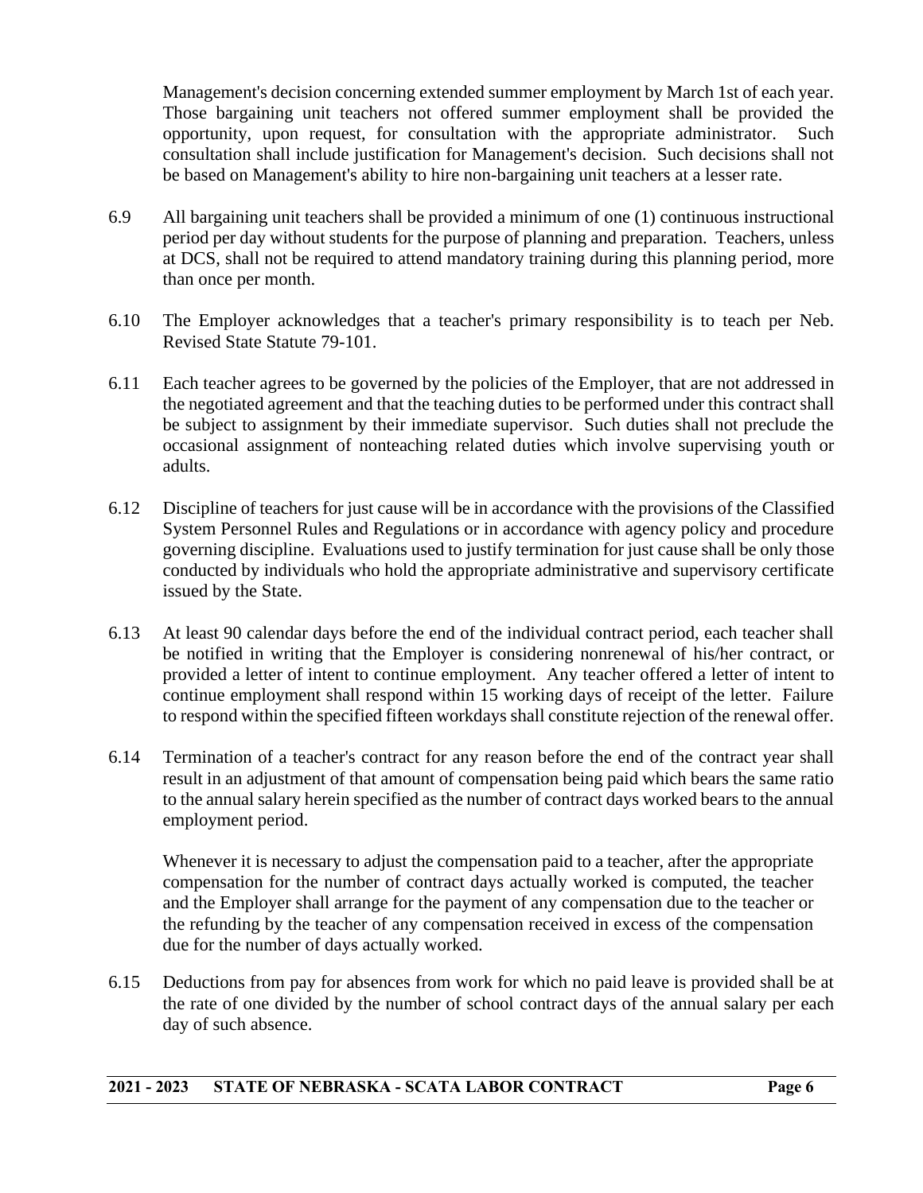Management's decision concerning extended summer employment by March 1st of each year. Those bargaining unit teachers not offered summer employment shall be provided the opportunity, upon request, for consultation with the appropriate administrator. Such consultation shall include justification for Management's decision. Such decisions shall not be based on Management's ability to hire non-bargaining unit teachers at a lesser rate.

6.9 All bargaining unit teachers shall be provided a minimum of one (1) continuous instructional period per day without students for the purpose of planning and preparation. Teachers, unless at DCS, shall not be required to attend mandatory training during this planning period, more than once per month.

6.10 The Employer acknowledges that a teacher's primary responsibility is to teach per Neb. Revised State Statute 79-101.

6.11 Each teacher agrees to be governed by the policies of the Employer, that are not addressed in the negotiated agreement and that the teaching duties to be performed under this contract shall be subject to assignment by their immediate supervisor. Such duties shall not preclude the occasional assignment of nonteaching related duties which involve supervising youth or adults.

6.12 Discipline of teachers for just cause will be in accordance with the provisions of the Classified System Personnel Rules and Regulations or in accordance with agency policy and procedure governing discipline. Evaluations used to justify termination for just cause shall be only those conducted by individuals who hold the appropriate administrative and supervisory certificate issued by the State.

6.13 At least 90 calendar days before the end of the individual contract period, each teacher shall be notified in writing that the Employer is considering nonrenewal of his/her contract, or provided a letter of intent to continue employment. Any teacher offered a letter of intent to continue employment shall respond within 15 working days of receipt of the letter. Failure to respond within the specified fifteen workdays shall constitute rejection of the renewal offer.

6.14 Termination of a teacher's contract for any reason before the end of the contract year shall result in an adjustment of that amount of compensation being paid which bears the same ratio to the annual salary herein specified as the number of contract days worked bears to the annual employment period.

Whenever it is necessary to adjust the compensation paid to a teacher, after the appropriate compensation for the number of contract days actually worked is computed, the teacher and the Employer shall arrange for the payment of any compensation due to the teacher or the refunding by the teacher of any compensation received in excess of the compensation due for the number of days actually worked.

6.15 Deductions from pay for absences from work for which no paid leave is provided shall be at the rate of one divided by the number of school contract days of the annual salary per each day of such absence.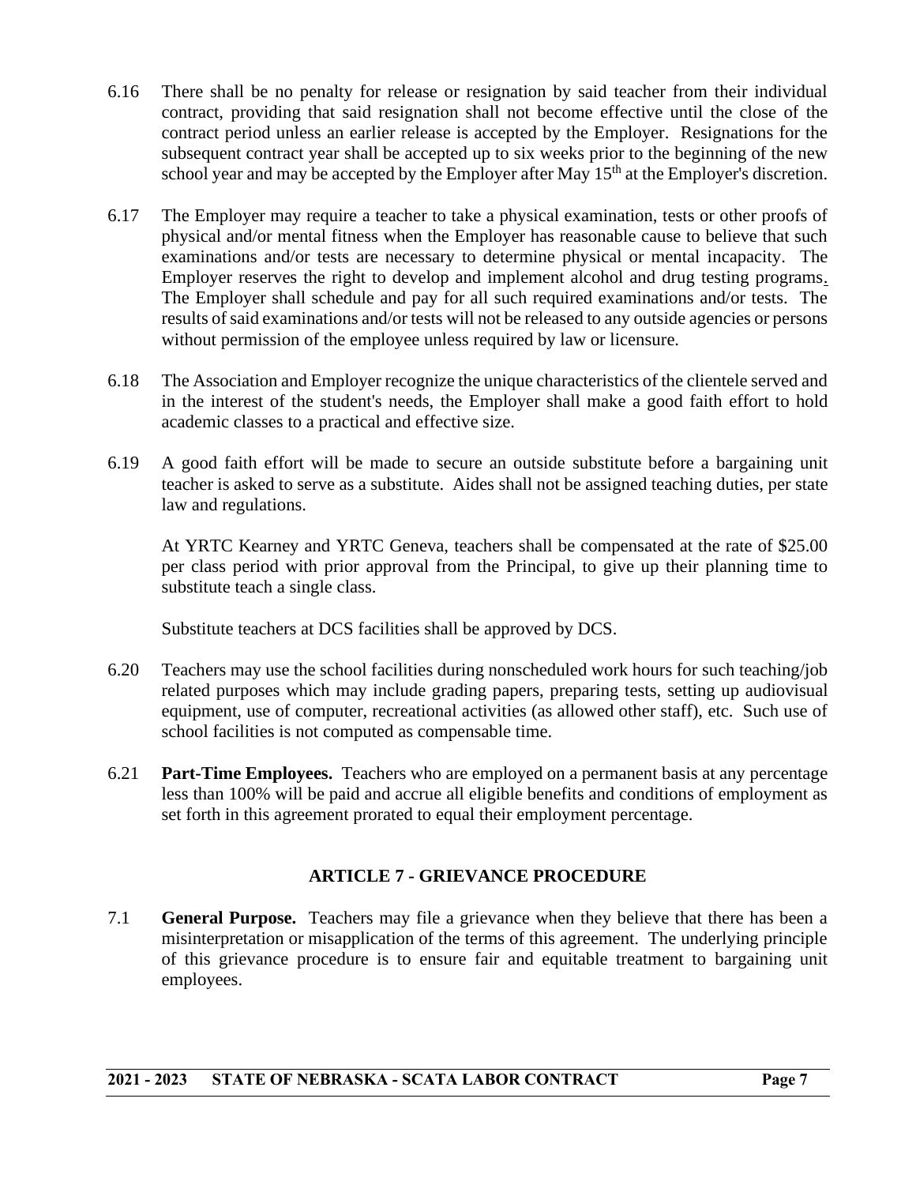6.16 There shall be no penalty for release or resignation by said teacher from their individual contract, providing that said resignation shall not become effective until the close of the contract period unless an earlier release is accepted by the Employer. Resignations for the subsequent contract year shall be accepted up to six weeks prior to the beginning of the new school year and may be accepted by the Employer after May 15th at the Employer's discretion.

6.17 The Employer may require a teacher to take a physical examination, tests or other proofs of physical and/or mental fitness when the Employer has reasonable cause to believe that such examinations and/or tests are necessary to determine physical or mental incapacity. The Employer reserves the right to develop and implement alcohol and drug testing programs. The Employer shall schedule and pay for all such required examinations and/or tests. The results of said examinations and/or tests will not be released to any outside agencies or persons without permission of the employee unless required by law or licensure.

6.18 The Association and Employer recognize the unique characteristics of the clientele served and in the interest of the student's needs, the Employer shall make a good faith effort to hold academic classes to a practical and effective size.

6.19 A good faith effort will be made to secure an outside substitute before a bargaining unit teacher is asked to serve as a substitute. Aides shall not be assigned teaching duties, per state law and regulations.

At YRTC Kearney and YRTC Geneva, teachers shall be compensated at the rate of $25.00 per class period with prior approval from the Principal, to give up their planning time to substitute teach a single class.

Substitute teachers at DCS facilities shall be approved by DCS.

6.20 Teachers may use the school facilities during nonscheduled work hours for such teaching/job related purposes which may include grading papers, preparing tests, setting up audiovisual equipment, use of computer, recreational activities (as allowed other staff), etc. Such use of school facilities is not computed as compensable time.

6.21 **Part-Time Employees.** Teachers who are employed on a permanent basis at any percentage less than 100% will be paid and accrue all eligible benefits and conditions of employment as set forth in this agreement prorated to equal their employment percentage.

## ARTICLE 7 - GRIEVANCE PROCEDURE

7.1 **General Purpose.** Teachers may file a grievance when they believe that there has been a misinterpretation or misapplication of the terms of this agreement. The underlying principle of this grievance procedure is to ensure fair and equitable treatment to bargaining unit employees.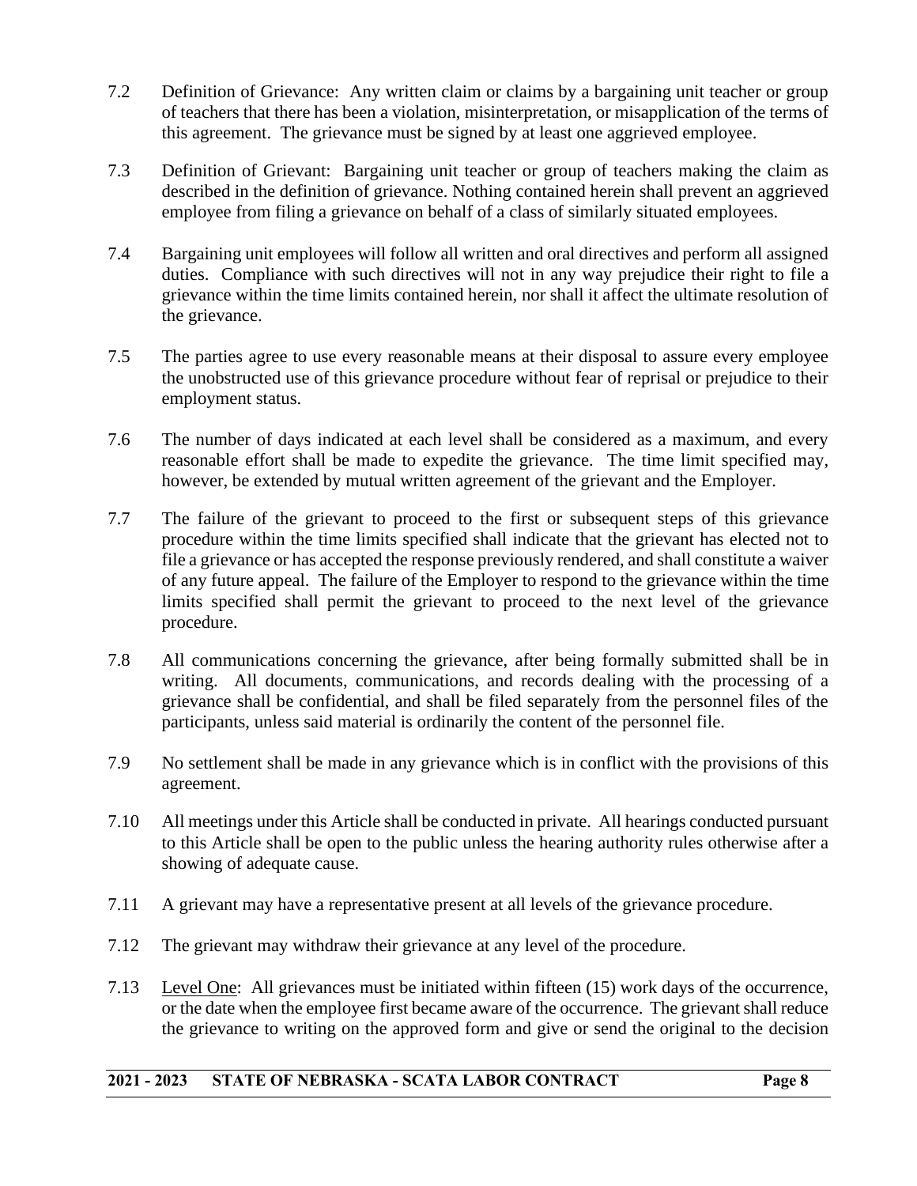7.2 Definition of Grievance: Any written claim or claims by a bargaining unit teacher or group of teachers that there has been a violation, misinterpretation, or misapplication of the terms of this agreement. The grievance must be signed by at least one aggrieved employee.

7.3 Definition of Grievant: Bargaining unit teacher or group of teachers making the claim as described in the definition of grievance. Nothing contained herein shall prevent an aggrieved employee from filing a grievance on behalf of a class of similarly situated employees.

7.4 Bargaining unit employees will follow all written and oral directives and perform all assigned duties. Compliance with such directives will not in any way prejudice their right to file a grievance within the time limits contained herein, nor shall it affect the ultimate resolution of the grievance.

7.5 The parties agree to use every reasonable means at their disposal to assure every employee the unobstructed use of this grievance procedure without fear of reprisal or prejudice to their employment status.

7.6 The number of days indicated at each level shall be considered as a maximum, and every reasonable effort shall be made to expedite the grievance. The time limit specified may, however, be extended by mutual written agreement of the grievant and the Employer.

7.7 The failure of the grievant to proceed to the first or subsequent steps of this grievance procedure within the time limits specified shall indicate that the grievant has elected not to file a grievance or has accepted the response previously rendered, and shall constitute a waiver of any future appeal. The failure of the Employer to respond to the grievance within the time limits specified shall permit the grievant to proceed to the next level of the grievance procedure.

7.8 All communications concerning the grievance, after being formally submitted shall be in writing. All documents, communications, and records dealing with the processing of a grievance shall be confidential, and shall be filed separately from the personnel files of the participants, unless said material is ordinarily the content of the personnel file.

7.9 No settlement shall be made in any grievance which is in conflict with the provisions of this agreement.

7.10 All meetings under this Article shall be conducted in private. All hearings conducted pursuant to this Article shall be open to the public unless the hearing authority rules otherwise after a showing of adequate cause.

7.11 A grievant may have a representative present at all levels of the grievance procedure.

7.12 The grievant may withdraw their grievance at any level of the procedure.

7.13 Level One: All grievances must be initiated within fifteen (15) work days of the occurrence, or the date when the employee first became aware of the occurrence. The grievant shall reduce the grievance to writing on the approved form and give or send the original to the decision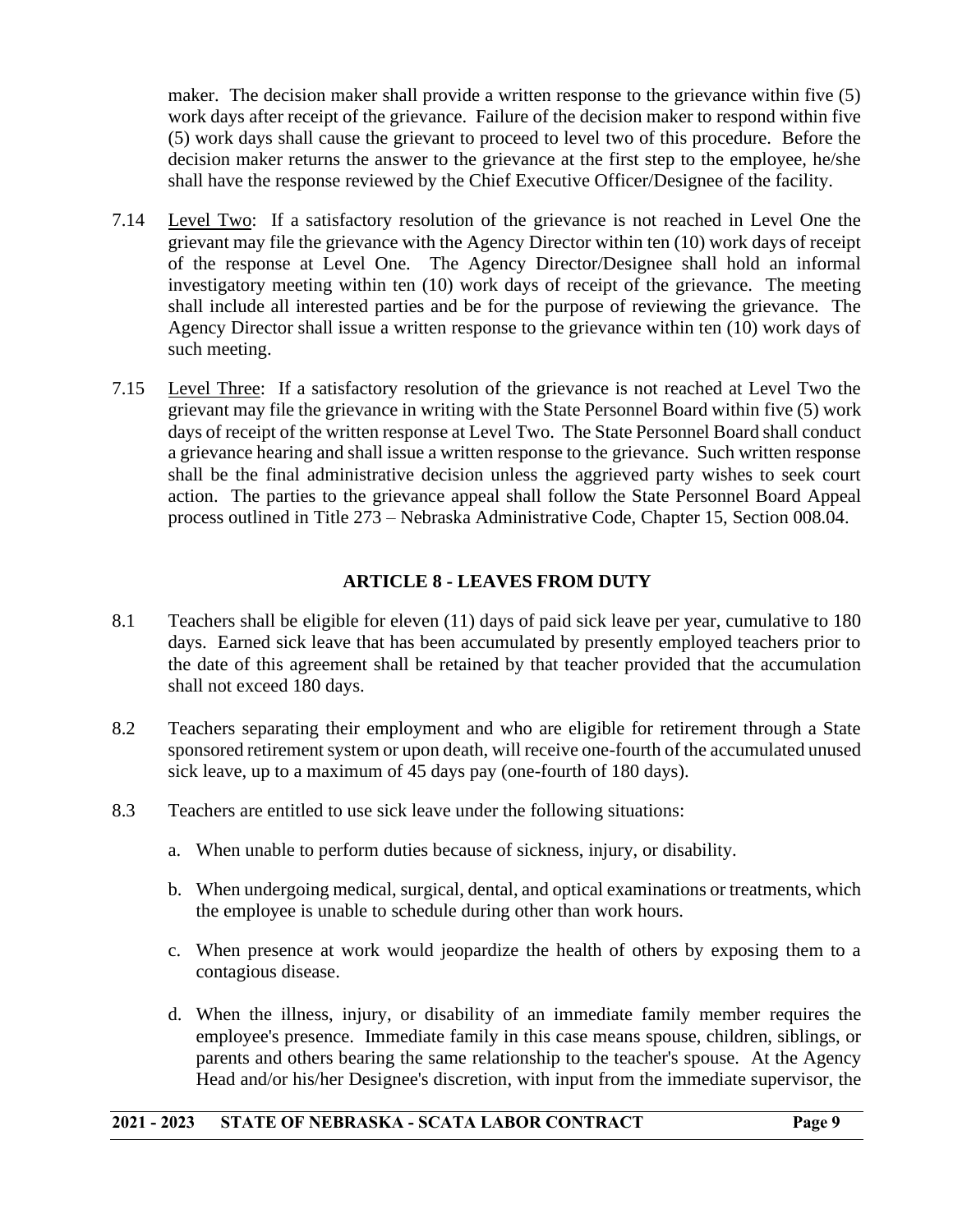maker. The decision maker shall provide a written response to the grievance within five (5) work days after receipt of the grievance. Failure of the decision maker to respond within five (5) work days shall cause the grievant to proceed to level two of this procedure. Before the decision maker returns the answer to the grievance at the first step to the employee, he/she shall have the response reviewed by the Chief Executive Officer/Designee of the facility.

7.14 Level Two: If a satisfactory resolution of the grievance is not reached in Level One the grievant may file the grievance with the Agency Director within ten (10) work days of receipt of the response at Level One. The Agency Director/Designee shall hold an informal investigatory meeting within ten (10) work days of receipt of the grievance. The meeting shall include all interested parties and be for the purpose of reviewing the grievance. The Agency Director shall issue a written response to the grievance within ten (10) work days of such meeting.

7.15 Level Three: If a satisfactory resolution of the grievance is not reached at Level Two the grievant may file the grievance in writing with the State Personnel Board within five (5) work days of receipt of the written response at Level Two. The State Personnel Board shall conduct a grievance hearing and shall issue a written response to the grievance. Such written response shall be the final administrative decision unless the aggrieved party wishes to seek court action. The parties to the grievance appeal shall follow the State Personnel Board Appeal process outlined in Title 273 – Nebraska Administrative Code, Chapter 15, Section 008.04.

## ARTICLE 8 - LEAVES FROM DUTY

8.1 Teachers shall be eligible for eleven (11) days of paid sick leave per year, cumulative to 180 days. Earned sick leave that has been accumulated by presently employed teachers prior to the date of this agreement shall be retained by that teacher provided that the accumulation shall not exceed 180 days.

8.2 Teachers separating their employment and who are eligible for retirement through a State sponsored retirement system or upon death, will receive one-fourth of the accumulated unused sick leave, up to a maximum of 45 days pay (one-fourth of 180 days).

8.3 Teachers are entitled to use sick leave under the following situations:

a. When unable to perform duties because of sickness, injury, or disability.

b. When undergoing medical, surgical, dental, and optical examinations or treatments, which the employee is unable to schedule during other than work hours.

c. When presence at work would jeopardize the health of others by exposing them to a contagious disease.

d. When the illness, injury, or disability of an immediate family member requires the employee's presence. Immediate family in this case means spouse, children, siblings, or parents and others bearing the same relationship to the teacher's spouse. At the Agency Head and/or his/her Designee's discretion, with input from the immediate supervisor, the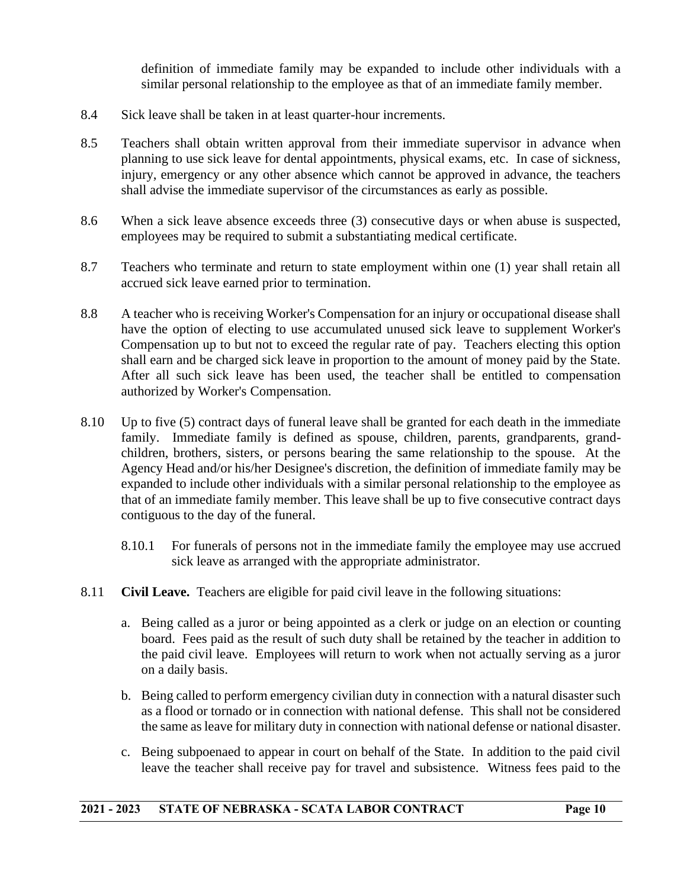definition of immediate family may be expanded to include other individuals with a similar personal relationship to the employee as that of an immediate family member.

8.4 Sick leave shall be taken in at least quarter-hour increments.

8.5 Teachers shall obtain written approval from their immediate supervisor in advance when planning to use sick leave for dental appointments, physical exams, etc. In case of sickness, injury, emergency or any other absence which cannot be approved in advance, the teachers shall advise the immediate supervisor of the circumstances as early as possible.

8.6 When a sick leave absence exceeds three (3) consecutive days or when abuse is suspected, employees may be required to submit a substantiating medical certificate.

8.7 Teachers who terminate and return to state employment within one (1) year shall retain all accrued sick leave earned prior to termination.

8.8 A teacher who is receiving Worker's Compensation for an injury or occupational disease shall have the option of electing to use accumulated unused sick leave to supplement Worker's Compensation up to but not to exceed the regular rate of pay. Teachers electing this option shall earn and be charged sick leave in proportion to the amount of money paid by the State. After all such sick leave has been used, the teacher shall be entitled to compensation authorized by Worker's Compensation.

8.10 Up to five (5) contract days of funeral leave shall be granted for each death in the immediate family. Immediate family is defined as spouse, children, parents, grandparents, grand-children, brothers, sisters, or persons bearing the same relationship to the spouse. At the Agency Head and/or his/her Designee's discretion, the definition of immediate family may be expanded to include other individuals with a similar personal relationship to the employee as that of an immediate family member. This leave shall be up to five consecutive contract days contiguous to the day of the funeral.

8.10.1 For funerals of persons not in the immediate family the employee may use accrued sick leave as arranged with the appropriate administrator.

8.11 **Civil Leave.** Teachers are eligible for paid civil leave in the following situations:

a. Being called as a juror or being appointed as a clerk or judge on an election or counting board. Fees paid as the result of such duty shall be retained by the teacher in addition to the paid civil leave. Employees will return to work when not actually serving as a juror on a daily basis.

b. Being called to perform emergency civilian duty in connection with a natural disaster such as a flood or tornado or in connection with national defense. This shall not be considered the same as leave for military duty in connection with national defense or national disaster.

c. Being subpoenaed to appear in court on behalf of the State. In addition to the paid civil leave the teacher shall receive pay for travel and subsistence. Witness fees paid to the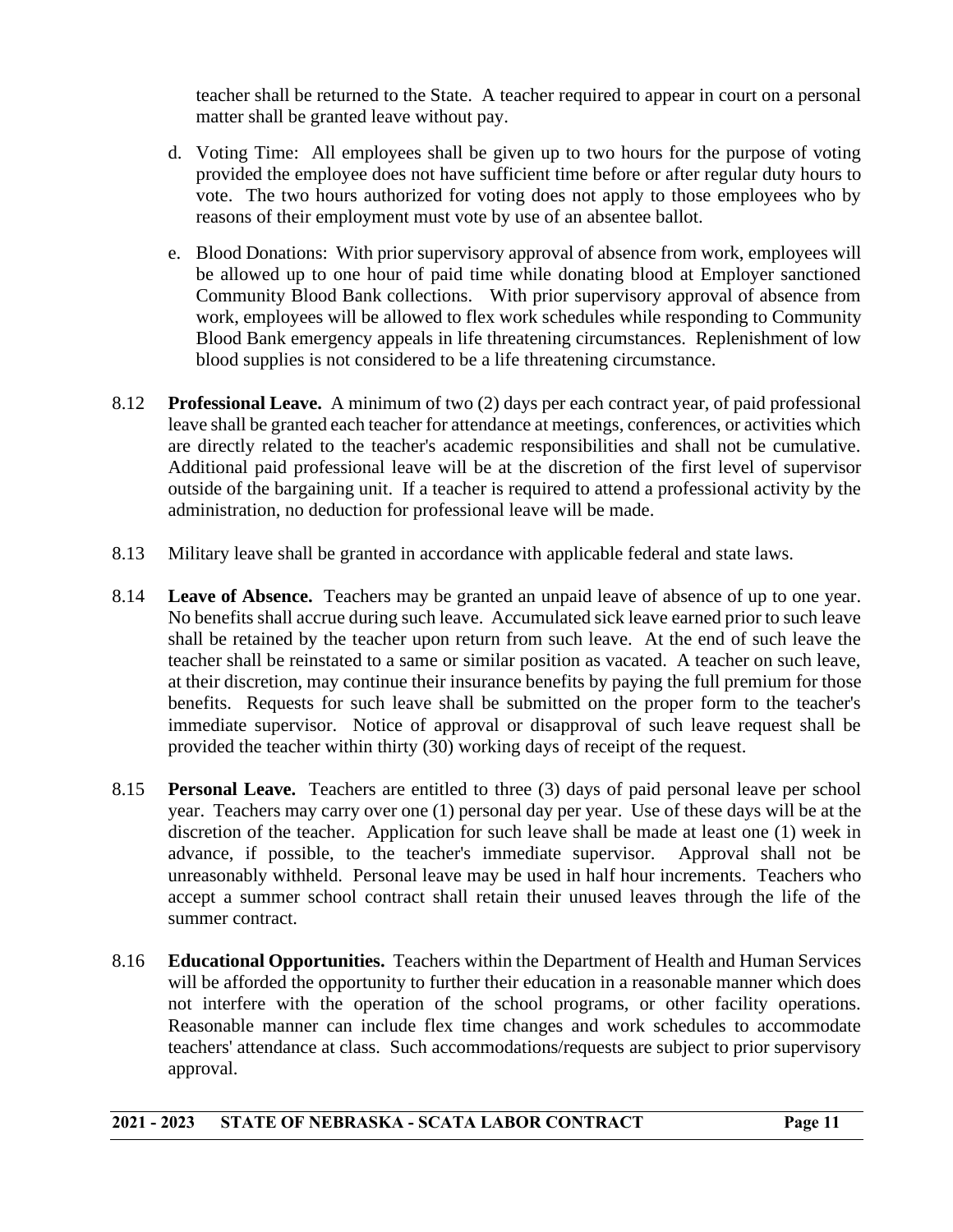teacher shall be returned to the State. A teacher required to appear in court on a personal matter shall be granted leave without pay.

d. Voting Time: All employees shall be given up to two hours for the purpose of voting provided the employee does not have sufficient time before or after regular duty hours to vote. The two hours authorized for voting does not apply to those employees who by reasons of their employment must vote by use of an absentee ballot.

e. Blood Donations: With prior supervisory approval of absence from work, employees will be allowed up to one hour of paid time while donating blood at Employer sanctioned Community Blood Bank collections. With prior supervisory approval of absence from work, employees will be allowed to flex work schedules while responding to Community Blood Bank emergency appeals in life threatening circumstances. Replenishment of low blood supplies is not considered to be a life threatening circumstance.

8.12 **Professional Leave.** A minimum of two (2) days per each contract year, of paid professional leave shall be granted each teacher for attendance at meetings, conferences, or activities which are directly related to the teacher's academic responsibilities and shall not be cumulative. Additional paid professional leave will be at the discretion of the first level of supervisor outside of the bargaining unit. If a teacher is required to attend a professional activity by the administration, no deduction for professional leave will be made.

8.13 Military leave shall be granted in accordance with applicable federal and state laws.

8.14 **Leave of Absence.** Teachers may be granted an unpaid leave of absence of up to one year. No benefits shall accrue during such leave. Accumulated sick leave earned prior to such leave shall be retained by the teacher upon return from such leave. At the end of such leave the teacher shall be reinstated to a same or similar position as vacated. A teacher on such leave, at their discretion, may continue their insurance benefits by paying the full premium for those benefits. Requests for such leave shall be submitted on the proper form to the teacher's immediate supervisor. Notice of approval or disapproval of such leave request shall be provided the teacher within thirty (30) working days of receipt of the request.

8.15 **Personal Leave.** Teachers are entitled to three (3) days of paid personal leave per school year. Teachers may carry over one (1) personal day per year. Use of these days will be at the discretion of the teacher. Application for such leave shall be made at least one (1) week in advance, if possible, to the teacher's immediate supervisor. Approval shall not be unreasonably withheld. Personal leave may be used in half hour increments. Teachers who accept a summer school contract shall retain their unused leaves through the life of the summer contract.

8.16 **Educational Opportunities.** Teachers within the Department of Health and Human Services will be afforded the opportunity to further their education in a reasonable manner which does not interfere with the operation of the school programs, or other facility operations. Reasonable manner can include flex time changes and work schedules to accommodate teachers' attendance at class. Such accommodations/requests are subject to prior supervisory approval.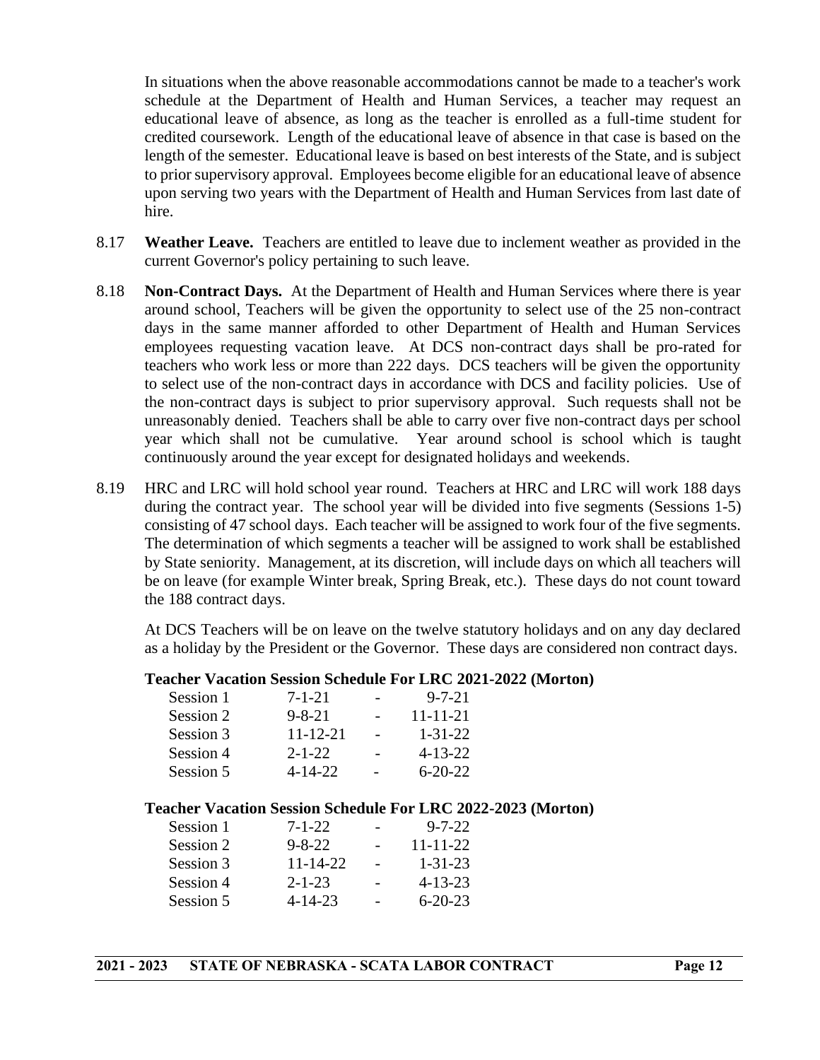In situations when the above reasonable accommodations cannot be made to a teacher's work schedule at the Department of Health and Human Services, a teacher may request an educational leave of absence, as long as the teacher is enrolled as a full-time student for credited coursework. Length of the educational leave of absence in that case is based on the length of the semester. Educational leave is based on best interests of the State, and is subject to prior supervisory approval. Employees become eligible for an educational leave of absence upon serving two years with the Department of Health and Human Services from last date of hire.

8.17 **Weather Leave.** Teachers are entitled to leave due to inclement weather as provided in the current Governor's policy pertaining to such leave.

8.18 **Non-Contract Days.** At the Department of Health and Human Services where there is year around school, Teachers will be given the opportunity to select use of the 25 non-contract days in the same manner afforded to other Department of Health and Human Services employees requesting vacation leave. At DCS non-contract days shall be pro-rated for teachers who work less or more than 222 days. DCS teachers will be given the opportunity to select use of the non-contract days in accordance with DCS and facility policies. Use of the non-contract days is subject to prior supervisory approval. Such requests shall not be unreasonably denied. Teachers shall be able to carry over five non-contract days per school year which shall not be cumulative. Year around school is school which is taught continuously around the year except for designated holidays and weekends.

8.19 HRC and LRC will hold school year round. Teachers at HRC and LRC will work 188 days during the contract year. The school year will be divided into five segments (Sessions 1-5) consisting of 47 school days. Each teacher will be assigned to work four of the five segments. The determination of which segments a teacher will be assigned to work shall be established by State seniority. Management, at its discretion, will include days on which all teachers will be on leave (for example Winter break, Spring Break, etc.). These days do not count toward the 188 contract days.

At DCS Teachers will be on leave on the twelve statutory holidays and on any day declared as a holiday by the President or the Governor. These days are considered non contract days.

**Teacher Vacation Session Schedule For LRC 2021-2022 (Morton)**

| Session | Start | | End |
|---|---|---|---|
| Session 1 | 7-1-21 | - | 9-7-21 |
| Session 2 | 9-8-21 | - | 11-11-21 |
| Session 3 | 11-12-21 | - | 1-31-22 |
| Session 4 | 2-1-22 | - | 4-13-22 |
| Session 5 | 4-14-22 | - | 6-20-22 |

**Teacher Vacation Session Schedule For LRC 2022-2023 (Morton)**

| Session | Start | | End |
|---|---|---|---|
| Session 1 | 7-1-22 | - | 9-7-22 |
| Session 2 | 9-8-22 | - | 11-11-22 |
| Session 3 | 11-14-22 | - | 1-31-23 |
| Session 4 | 2-1-23 | - | 4-13-23 |
| Session 5 | 4-14-23 | - | 6-20-23 |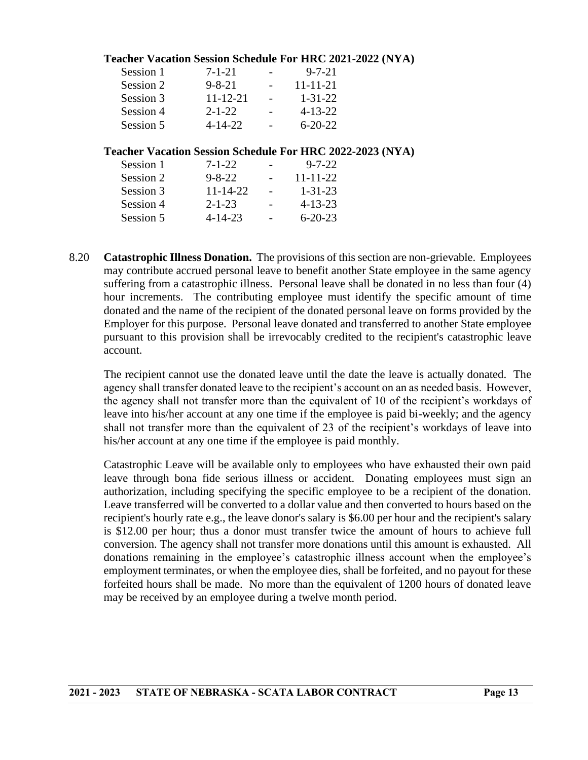**Teacher Vacation Session Schedule For HRC 2021-2022 (NYA)**

| | | | |
|---|---|---|---|
| Session 1 | 7-1-21 | - | 9-7-21 |
| Session 2 | 9-8-21 | - | 11-11-21 |
| Session 3 | 11-12-21 | - | 1-31-22 |
| Session 4 | 2-1-22 | - | 4-13-22 |
| Session 5 | 4-14-22 | - | 6-20-22 |

**Teacher Vacation Session Schedule For HRC 2022-2023 (NYA)**

| | | | |
|---|---|---|---|
| Session 1 | 7-1-22 | - | 9-7-22 |
| Session 2 | 9-8-22 | - | 11-11-22 |
| Session 3 | 11-14-22 | - | 1-31-23 |
| Session 4 | 2-1-23 | - | 4-13-23 |
| Session 5 | 4-14-23 | - | 6-20-23 |

8.20 **Catastrophic Illness Donation.** The provisions of this section are non-grievable. Employees may contribute accrued personal leave to benefit another State employee in the same agency suffering from a catastrophic illness. Personal leave shall be donated in no less than four (4) hour increments. The contributing employee must identify the specific amount of time donated and the name of the recipient of the donated personal leave on forms provided by the Employer for this purpose. Personal leave donated and transferred to another State employee pursuant to this provision shall be irrevocably credited to the recipient's catastrophic leave account.

The recipient cannot use the donated leave until the date the leave is actually donated. The agency shall transfer donated leave to the recipient's account on an as needed basis. However, the agency shall not transfer more than the equivalent of 10 of the recipient's workdays of leave into his/her account at any one time if the employee is paid bi-weekly; and the agency shall not transfer more than the equivalent of 23 of the recipient's workdays of leave into his/her account at any one time if the employee is paid monthly.

Catastrophic Leave will be available only to employees who have exhausted their own paid leave through bona fide serious illness or accident. Donating employees must sign an authorization, including specifying the specific employee to be a recipient of the donation. Leave transferred will be converted to a dollar value and then converted to hours based on the recipient's hourly rate e.g., the leave donor's salary is $6.00 per hour and the recipient's salary is $12.00 per hour; thus a donor must transfer twice the amount of hours to achieve full conversion. The agency shall not transfer more donations until this amount is exhausted. All donations remaining in the employee's catastrophic illness account when the employee's employment terminates, or when the employee dies, shall be forfeited, and no payout for these forfeited hours shall be made. No more than the equivalent of 1200 hours of donated leave may be received by an employee during a twelve month period.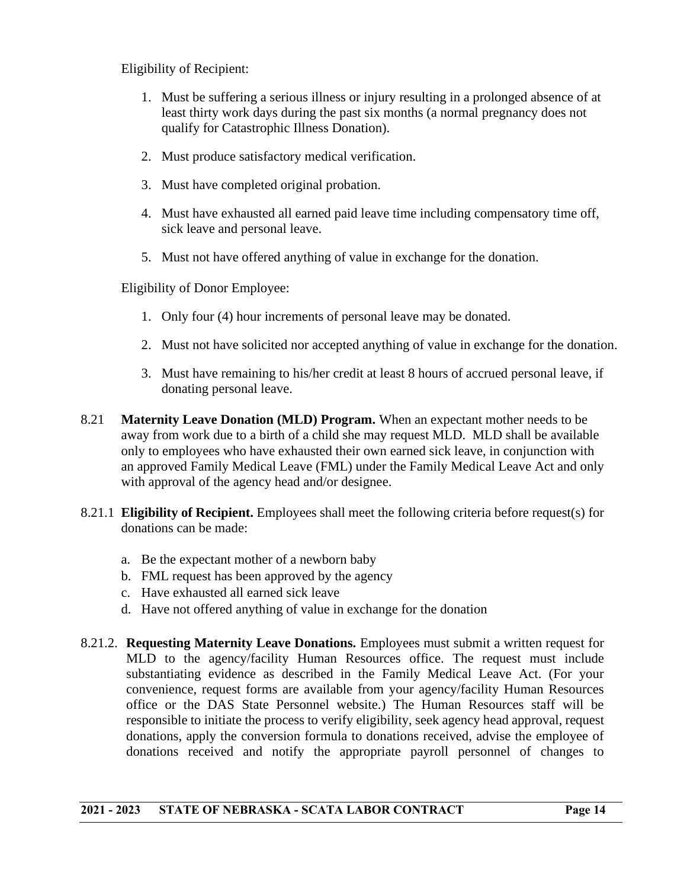Eligibility of Recipient:

1. Must be suffering a serious illness or injury resulting in a prolonged absence of at least thirty work days during the past six months (a normal pregnancy does not qualify for Catastrophic Illness Donation).

2. Must produce satisfactory medical verification.

3. Must have completed original probation.

4. Must have exhausted all earned paid leave time including compensatory time off, sick leave and personal leave.

5. Must not have offered anything of value in exchange for the donation.

Eligibility of Donor Employee:

1. Only four (4) hour increments of personal leave may be donated.

2. Must not have solicited nor accepted anything of value in exchange for the donation.

3. Must have remaining to his/her credit at least 8 hours of accrued personal leave, if donating personal leave.

8.21 **Maternity Leave Donation (MLD) Program.** When an expectant mother needs to be away from work due to a birth of a child she may request MLD. MLD shall be available only to employees who have exhausted their own earned sick leave, in conjunction with an approved Family Medical Leave (FML) under the Family Medical Leave Act and only with approval of the agency head and/or designee.

8.21.1 **Eligibility of Recipient.** Employees shall meet the following criteria before request(s) for donations can be made:

a. Be the expectant mother of a newborn baby
b. FML request has been approved by the agency
c. Have exhausted all earned sick leave
d. Have not offered anything of value in exchange for the donation

8.21.2. **Requesting Maternity Leave Donations.** Employees must submit a written request for MLD to the agency/facility Human Resources office. The request must include substantiating evidence as described in the Family Medical Leave Act. (For your convenience, request forms are available from your agency/facility Human Resources office or the DAS State Personnel website.) The Human Resources staff will be responsible to initiate the process to verify eligibility, seek agency head approval, request donations, apply the conversion formula to donations received, advise the employee of donations received and notify the appropriate payroll personnel of changes to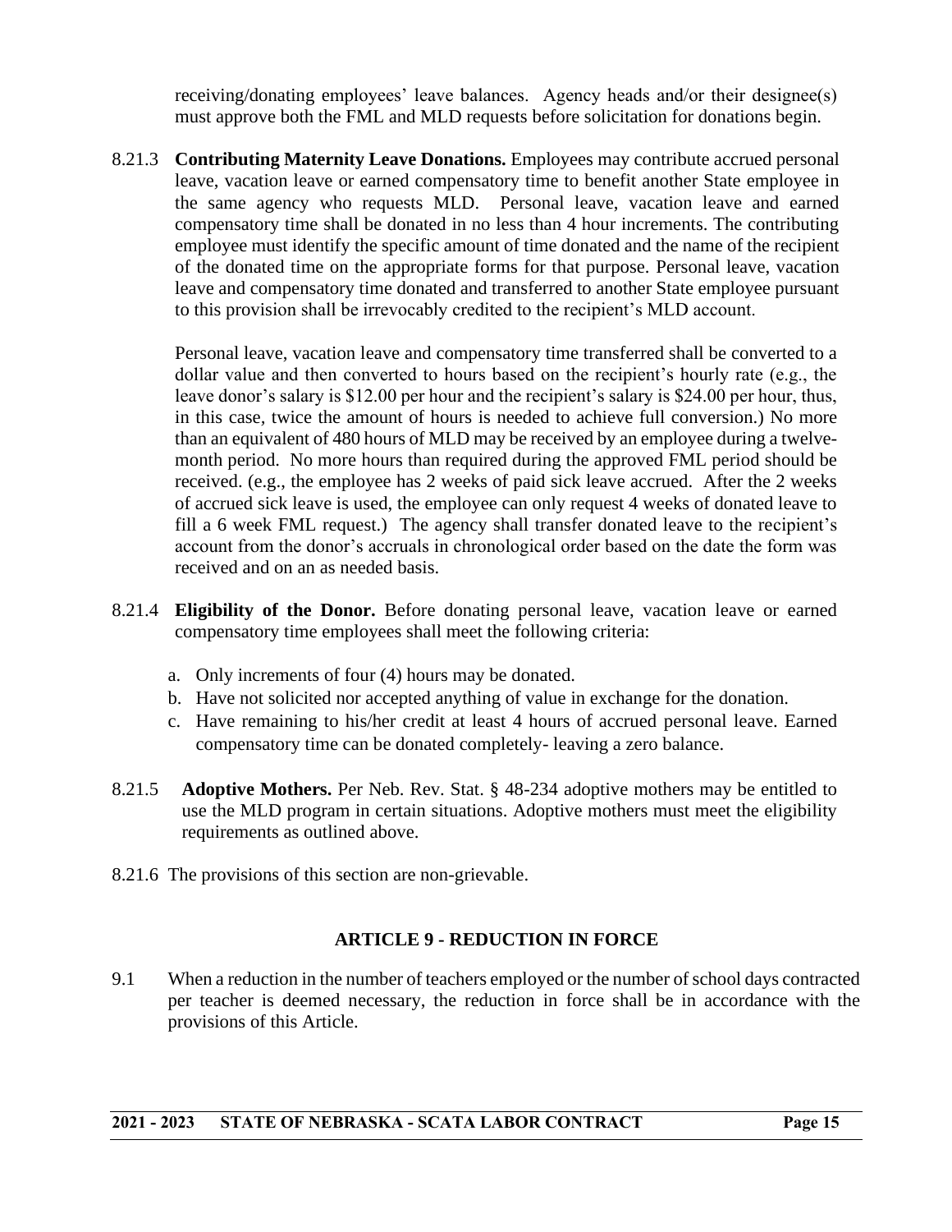receiving/donating employees' leave balances. Agency heads and/or their designee(s) must approve both the FML and MLD requests before solicitation for donations begin.

8.21.3 **Contributing Maternity Leave Donations.** Employees may contribute accrued personal leave, vacation leave or earned compensatory time to benefit another State employee in the same agency who requests MLD. Personal leave, vacation leave and earned compensatory time shall be donated in no less than 4 hour increments. The contributing employee must identify the specific amount of time donated and the name of the recipient of the donated time on the appropriate forms for that purpose. Personal leave, vacation leave and compensatory time donated and transferred to another State employee pursuant to this provision shall be irrevocably credited to the recipient's MLD account.

Personal leave, vacation leave and compensatory time transferred shall be converted to a dollar value and then converted to hours based on the recipient's hourly rate (e.g., the leave donor's salary is $12.00 per hour and the recipient's salary is $24.00 per hour, thus, in this case, twice the amount of hours is needed to achieve full conversion.) No more than an equivalent of 480 hours of MLD may be received by an employee during a twelve-month period. No more hours than required during the approved FML period should be received. (e.g., the employee has 2 weeks of paid sick leave accrued. After the 2 weeks of accrued sick leave is used, the employee can only request 4 weeks of donated leave to fill a 6 week FML request.) The agency shall transfer donated leave to the recipient's account from the donor's accruals in chronological order based on the date the form was received and on an as needed basis.

8.21.4 **Eligibility of the Donor.** Before donating personal leave, vacation leave or earned compensatory time employees shall meet the following criteria:

a. Only increments of four (4) hours may be donated.
b. Have not solicited nor accepted anything of value in exchange for the donation.
c. Have remaining to his/her credit at least 4 hours of accrued personal leave. Earned compensatory time can be donated completely- leaving a zero balance.

8.21.5 **Adoptive Mothers.** Per Neb. Rev. Stat. § 48-234 adoptive mothers may be entitled to use the MLD program in certain situations. Adoptive mothers must meet the eligibility requirements as outlined above.

8.21.6 The provisions of this section are non-grievable.

## ARTICLE 9 - REDUCTION IN FORCE

9.1 When a reduction in the number of teachers employed or the number of school days contracted per teacher is deemed necessary, the reduction in force shall be in accordance with the provisions of this Article.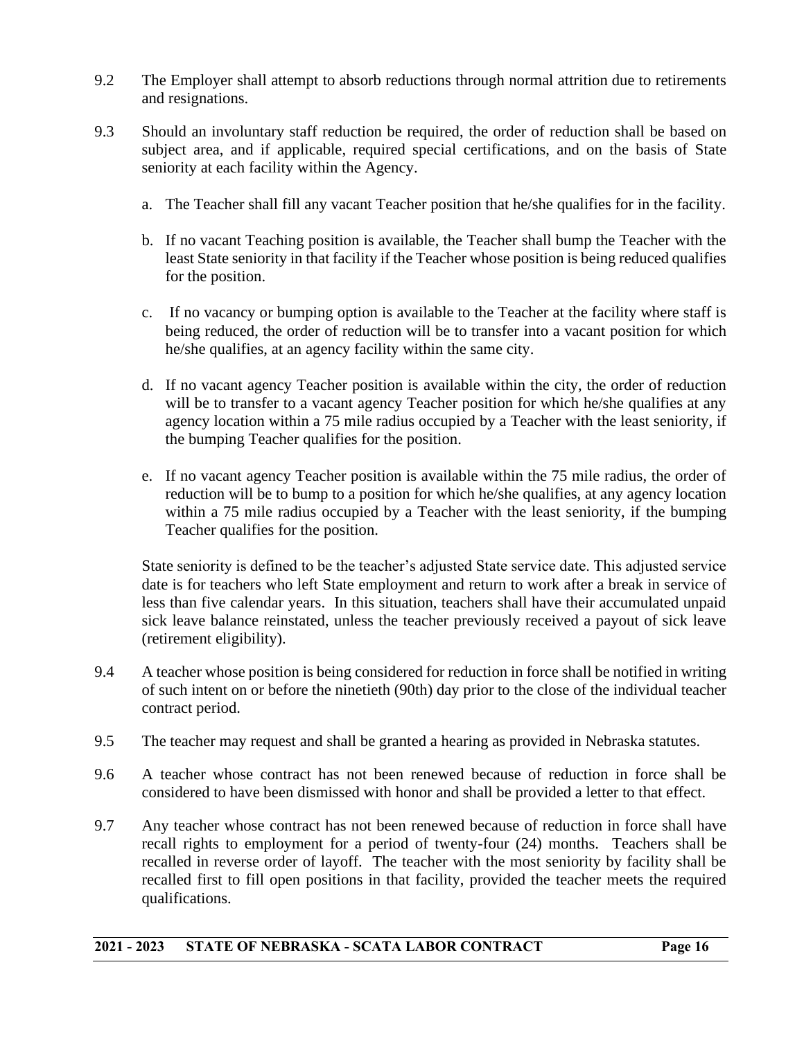9.2 The Employer shall attempt to absorb reductions through normal attrition due to retirements and resignations.

9.3 Should an involuntary staff reduction be required, the order of reduction shall be based on subject area, and if applicable, required special certifications, and on the basis of State seniority at each facility within the Agency.

a. The Teacher shall fill any vacant Teacher position that he/she qualifies for in the facility.

b. If no vacant Teaching position is available, the Teacher shall bump the Teacher with the least State seniority in that facility if the Teacher whose position is being reduced qualifies for the position.

c. If no vacancy or bumping option is available to the Teacher at the facility where staff is being reduced, the order of reduction will be to transfer into a vacant position for which he/she qualifies, at an agency facility within the same city.

d. If no vacant agency Teacher position is available within the city, the order of reduction will be to transfer to a vacant agency Teacher position for which he/she qualifies at any agency location within a 75 mile radius occupied by a Teacher with the least seniority, if the bumping Teacher qualifies for the position.

e. If no vacant agency Teacher position is available within the 75 mile radius, the order of reduction will be to bump to a position for which he/she qualifies, at any agency location within a 75 mile radius occupied by a Teacher with the least seniority, if the bumping Teacher qualifies for the position.

State seniority is defined to be the teacher's adjusted State service date. This adjusted service date is for teachers who left State employment and return to work after a break in service of less than five calendar years. In this situation, teachers shall have their accumulated unpaid sick leave balance reinstated, unless the teacher previously received a payout of sick leave (retirement eligibility).

9.4 A teacher whose position is being considered for reduction in force shall be notified in writing of such intent on or before the ninetieth (90th) day prior to the close of the individual teacher contract period.

9.5 The teacher may request and shall be granted a hearing as provided in Nebraska statutes.

9.6 A teacher whose contract has not been renewed because of reduction in force shall be considered to have been dismissed with honor and shall be provided a letter to that effect.

9.7 Any teacher whose contract has not been renewed because of reduction in force shall have recall rights to employment for a period of twenty-four (24) months. Teachers shall be recalled in reverse order of layoff. The teacher with the most seniority by facility shall be recalled first to fill open positions in that facility, provided the teacher meets the required qualifications.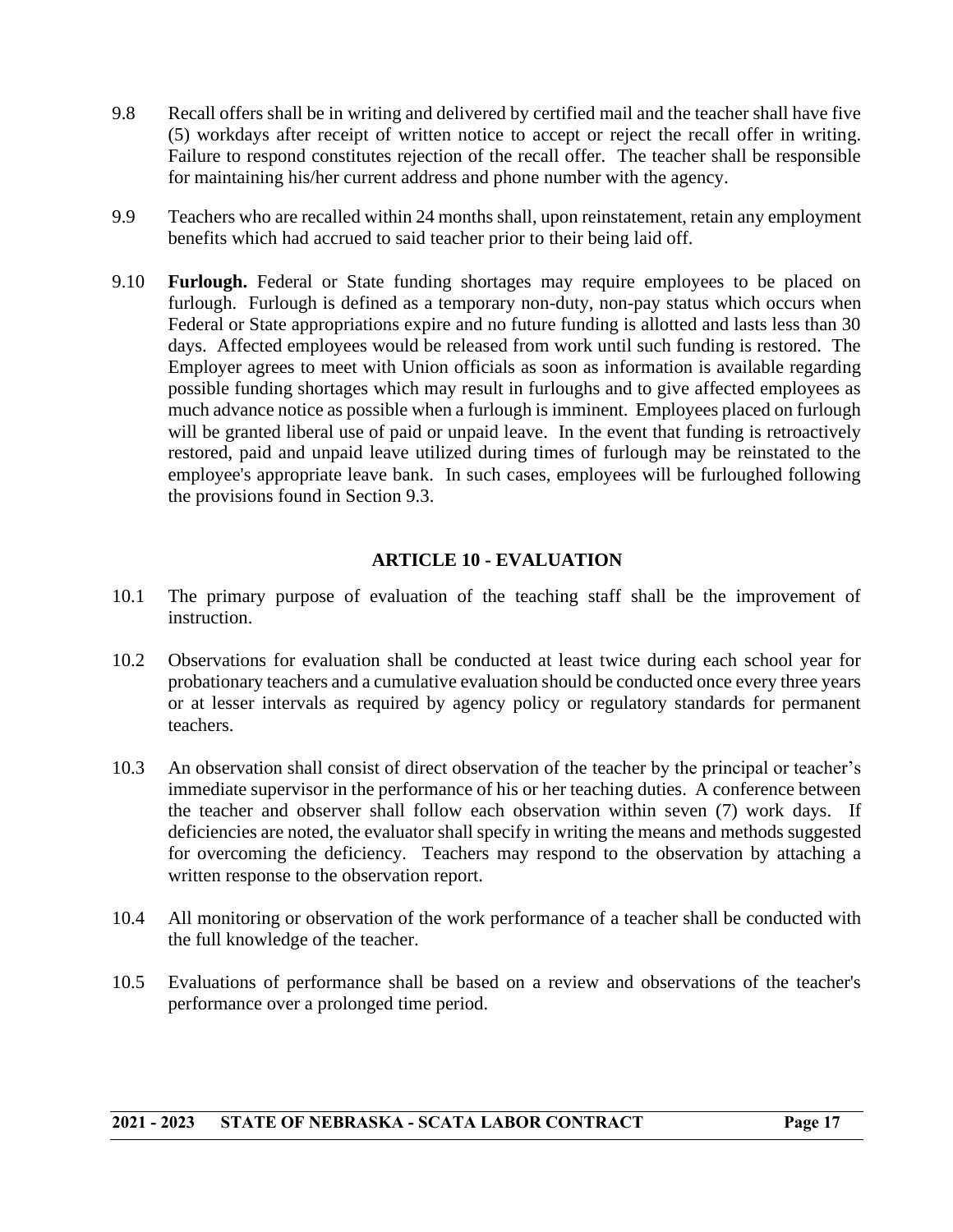9.8 Recall offers shall be in writing and delivered by certified mail and the teacher shall have five (5) workdays after receipt of written notice to accept or reject the recall offer in writing. Failure to respond constitutes rejection of the recall offer. The teacher shall be responsible for maintaining his/her current address and phone number with the agency.

9.9 Teachers who are recalled within 24 months shall, upon reinstatement, retain any employment benefits which had accrued to said teacher prior to their being laid off.

9.10 **Furlough.** Federal or State funding shortages may require employees to be placed on furlough. Furlough is defined as a temporary non-duty, non-pay status which occurs when Federal or State appropriations expire and no future funding is allotted and lasts less than 30 days. Affected employees would be released from work until such funding is restored. The Employer agrees to meet with Union officials as soon as information is available regarding possible funding shortages which may result in furloughs and to give affected employees as much advance notice as possible when a furlough is imminent. Employees placed on furlough will be granted liberal use of paid or unpaid leave. In the event that funding is retroactively restored, paid and unpaid leave utilized during times of furlough may be reinstated to the employee's appropriate leave bank. In such cases, employees will be furloughed following the provisions found in Section 9.3.

## ARTICLE 10 - EVALUATION

10.1 The primary purpose of evaluation of the teaching staff shall be the improvement of instruction.

10.2 Observations for evaluation shall be conducted at least twice during each school year for probationary teachers and a cumulative evaluation should be conducted once every three years or at lesser intervals as required by agency policy or regulatory standards for permanent teachers.

10.3 An observation shall consist of direct observation of the teacher by the principal or teacher's immediate supervisor in the performance of his or her teaching duties. A conference between the teacher and observer shall follow each observation within seven (7) work days. If deficiencies are noted, the evaluator shall specify in writing the means and methods suggested for overcoming the deficiency. Teachers may respond to the observation by attaching a written response to the observation report.

10.4 All monitoring or observation of the work performance of a teacher shall be conducted with the full knowledge of the teacher.

10.5 Evaluations of performance shall be based on a review and observations of the teacher's performance over a prolonged time period.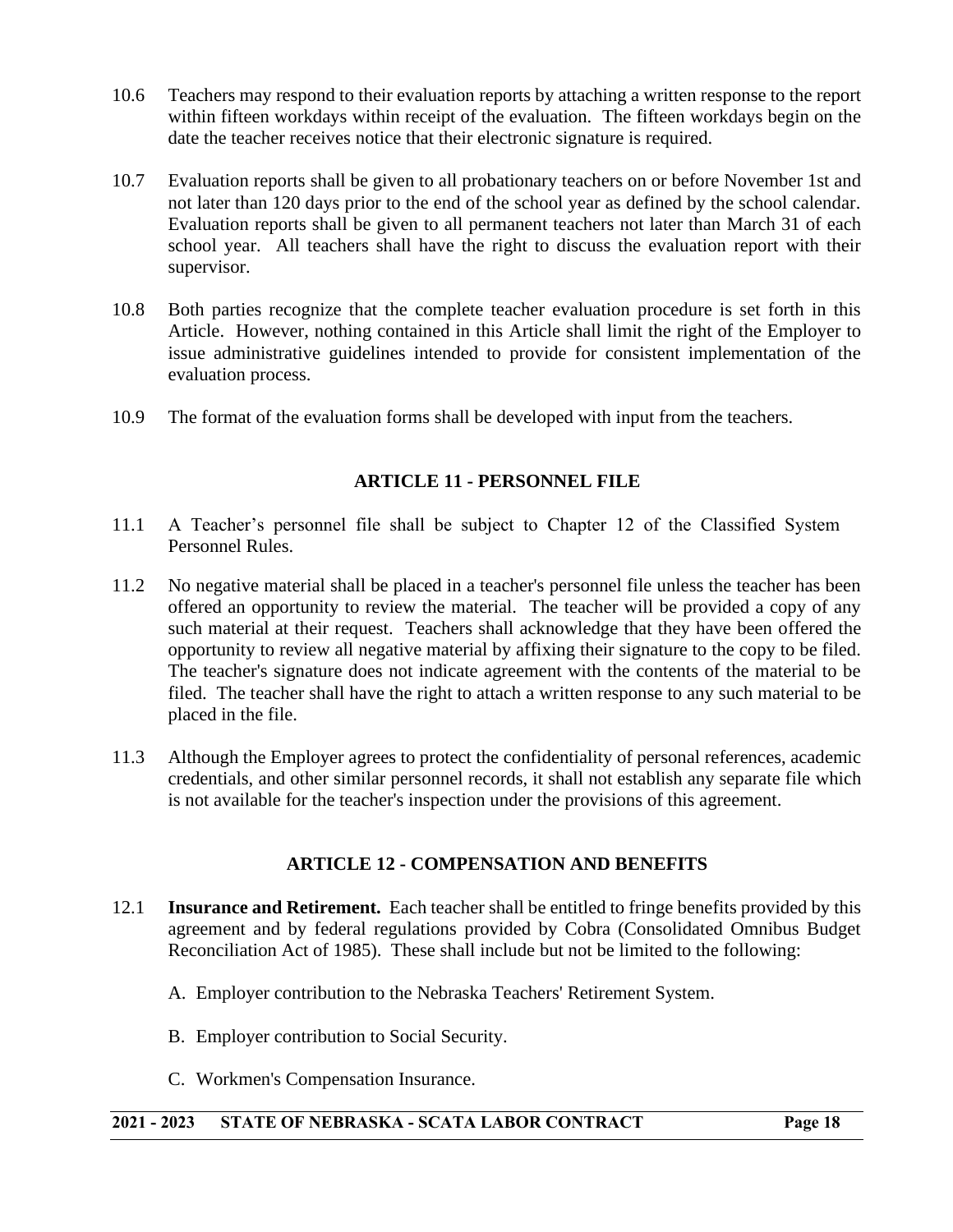10.6 Teachers may respond to their evaluation reports by attaching a written response to the report within fifteen workdays within receipt of the evaluation. The fifteen workdays begin on the date the teacher receives notice that their electronic signature is required.

10.7 Evaluation reports shall be given to all probationary teachers on or before November 1st and not later than 120 days prior to the end of the school year as defined by the school calendar. Evaluation reports shall be given to all permanent teachers not later than March 31 of each school year. All teachers shall have the right to discuss the evaluation report with their supervisor.

10.8 Both parties recognize that the complete teacher evaluation procedure is set forth in this Article. However, nothing contained in this Article shall limit the right of the Employer to issue administrative guidelines intended to provide for consistent implementation of the evaluation process.

10.9 The format of the evaluation forms shall be developed with input from the teachers.

## ARTICLE 11 - PERSONNEL FILE

11.1 A Teacher's personnel file shall be subject to Chapter 12 of the Classified System Personnel Rules.

11.2 No negative material shall be placed in a teacher's personnel file unless the teacher has been offered an opportunity to review the material. The teacher will be provided a copy of any such material at their request. Teachers shall acknowledge that they have been offered the opportunity to review all negative material by affixing their signature to the copy to be filed. The teacher's signature does not indicate agreement with the contents of the material to be filed. The teacher shall have the right to attach a written response to any such material to be placed in the file.

11.3 Although the Employer agrees to protect the confidentiality of personal references, academic credentials, and other similar personnel records, it shall not establish any separate file which is not available for the teacher's inspection under the provisions of this agreement.

## ARTICLE 12 - COMPENSATION AND BENEFITS

12.1 **Insurance and Retirement.** Each teacher shall be entitled to fringe benefits provided by this agreement and by federal regulations provided by Cobra (Consolidated Omnibus Budget Reconciliation Act of 1985). These shall include but not be limited to the following:

A. Employer contribution to the Nebraska Teachers' Retirement System.

B. Employer contribution to Social Security.

C. Workmen's Compensation Insurance.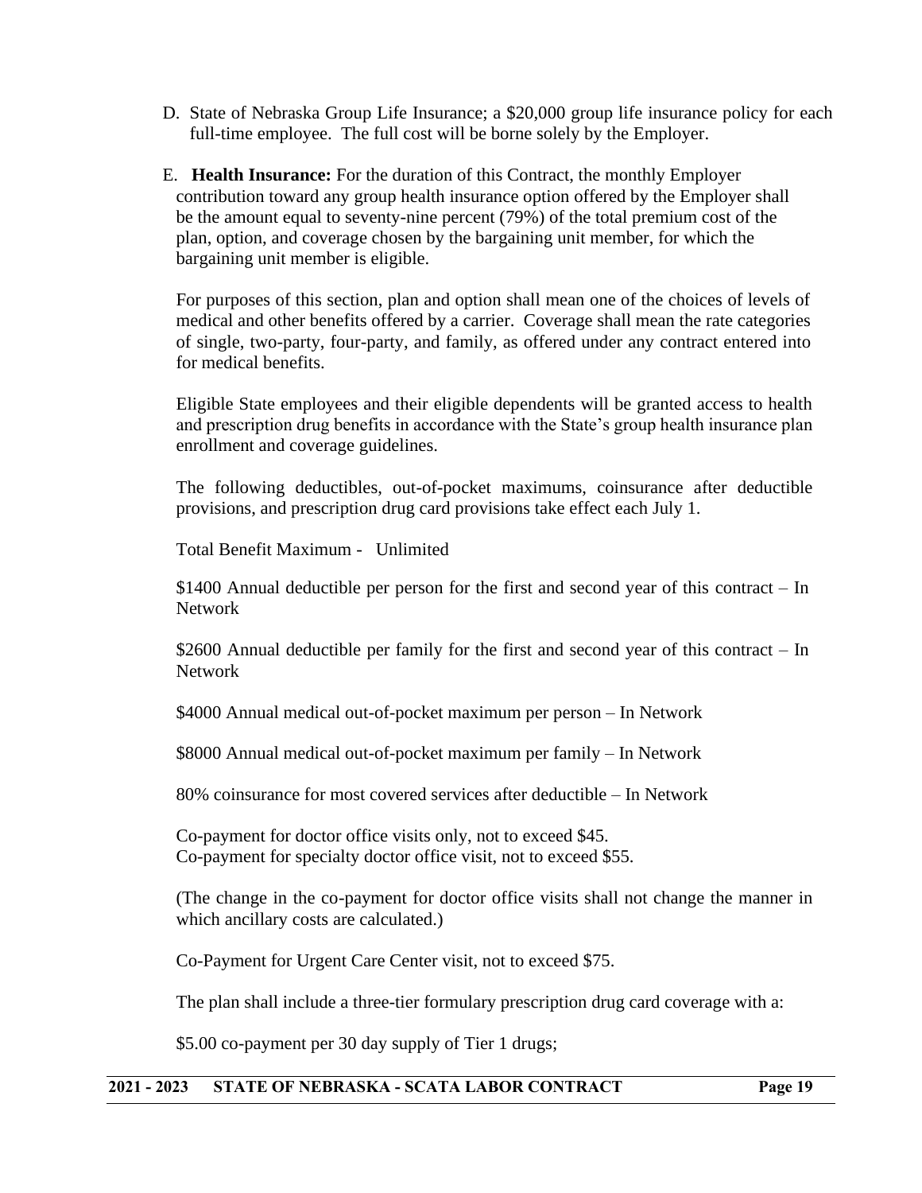D. State of Nebraska Group Life Insurance; a $20,000 group life insurance policy for each full-time employee. The full cost will be borne solely by the Employer.

E. **Health Insurance:** For the duration of this Contract, the monthly Employer contribution toward any group health insurance option offered by the Employer shall be the amount equal to seventy-nine percent (79%) of the total premium cost of the plan, option, and coverage chosen by the bargaining unit member, for which the bargaining unit member is eligible.

For purposes of this section, plan and option shall mean one of the choices of levels of medical and other benefits offered by a carrier. Coverage shall mean the rate categories of single, two-party, four-party, and family, as offered under any contract entered into for medical benefits.

Eligible State employees and their eligible dependents will be granted access to health and prescription drug benefits in accordance with the State's group health insurance plan enrollment and coverage guidelines.

The following deductibles, out-of-pocket maximums, coinsurance after deductible provisions, and prescription drug card provisions take effect each July 1.

Total Benefit Maximum - Unlimited

$1400 Annual deductible per person for the first and second year of this contract – In Network

$2600 Annual deductible per family for the first and second year of this contract – In Network

$4000 Annual medical out-of-pocket maximum per person – In Network

$8000 Annual medical out-of-pocket maximum per family – In Network

80% coinsurance for most covered services after deductible – In Network

Co-payment for doctor office visits only, not to exceed $45.
Co-payment for specialty doctor office visit, not to exceed $55.

(The change in the co-payment for doctor office visits shall not change the manner in which ancillary costs are calculated.)

Co-Payment for Urgent Care Center visit, not to exceed $75.

The plan shall include a three-tier formulary prescription drug card coverage with a:

$5.00 co-payment per 30 day supply of Tier 1 drugs;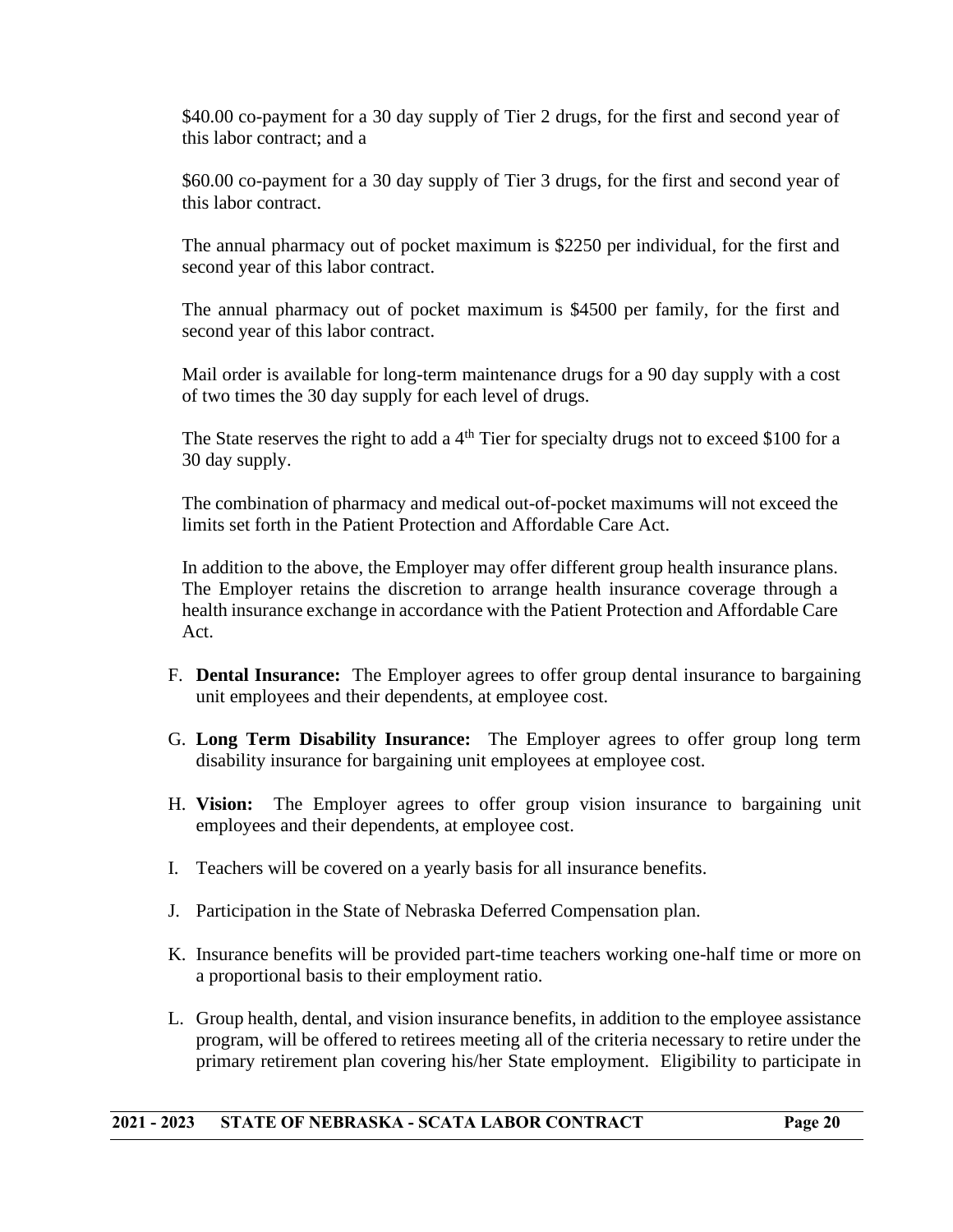$40.00 co-payment for a 30 day supply of Tier 2 drugs, for the first and second year of this labor contract; and a

$60.00 co-payment for a 30 day supply of Tier 3 drugs, for the first and second year of this labor contract.

The annual pharmacy out of pocket maximum is $2250 per individual, for the first and second year of this labor contract.

The annual pharmacy out of pocket maximum is $4500 per family, for the first and second year of this labor contract.

Mail order is available for long-term maintenance drugs for a 90 day supply with a cost of two times the 30 day supply for each level of drugs.

The State reserves the right to add a 4th Tier for specialty drugs not to exceed $100 for a 30 day supply.

The combination of pharmacy and medical out-of-pocket maximums will not exceed the limits set forth in the Patient Protection and Affordable Care Act.

In addition to the above, the Employer may offer different group health insurance plans. The Employer retains the discretion to arrange health insurance coverage through a health insurance exchange in accordance with the Patient Protection and Affordable Care Act.

F. **Dental Insurance:** The Employer agrees to offer group dental insurance to bargaining unit employees and their dependents, at employee cost.

G. **Long Term Disability Insurance:** The Employer agrees to offer group long term disability insurance for bargaining unit employees at employee cost.

H. **Vision:** The Employer agrees to offer group vision insurance to bargaining unit employees and their dependents, at employee cost.

I. Teachers will be covered on a yearly basis for all insurance benefits.

J. Participation in the State of Nebraska Deferred Compensation plan.

K. Insurance benefits will be provided part-time teachers working one-half time or more on a proportional basis to their employment ratio.

L. Group health, dental, and vision insurance benefits, in addition to the employee assistance program, will be offered to retirees meeting all of the criteria necessary to retire under the primary retirement plan covering his/her State employment. Eligibility to participate in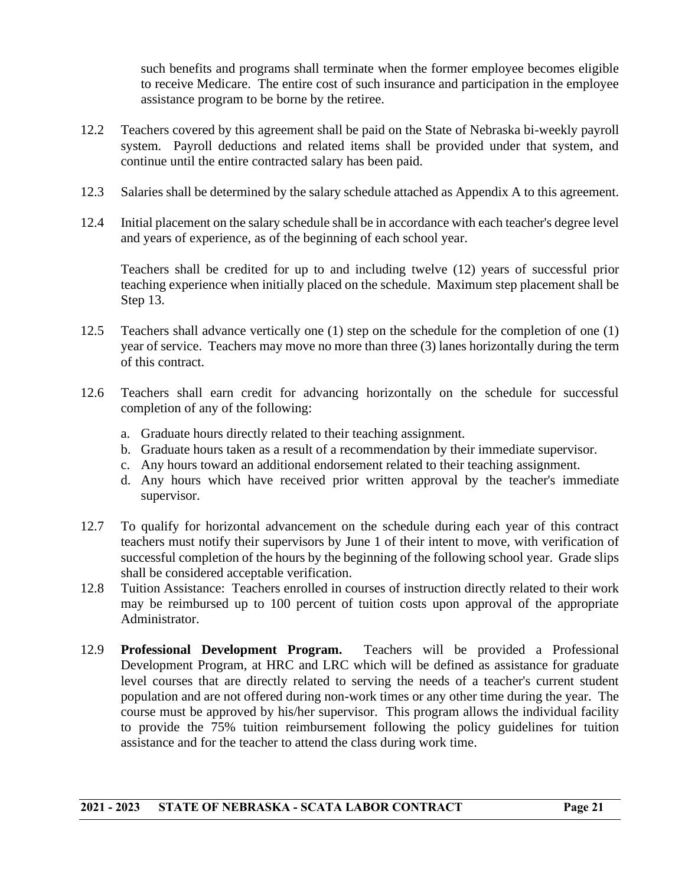such benefits and programs shall terminate when the former employee becomes eligible to receive Medicare. The entire cost of such insurance and participation in the employee assistance program to be borne by the retiree.

12.2 Teachers covered by this agreement shall be paid on the State of Nebraska bi-weekly payroll system. Payroll deductions and related items shall be provided under that system, and continue until the entire contracted salary has been paid.

12.3 Salaries shall be determined by the salary schedule attached as Appendix A to this agreement.

12.4 Initial placement on the salary schedule shall be in accordance with each teacher's degree level and years of experience, as of the beginning of each school year.

Teachers shall be credited for up to and including twelve (12) years of successful prior teaching experience when initially placed on the schedule. Maximum step placement shall be Step 13.

12.5 Teachers shall advance vertically one (1) step on the schedule for the completion of one (1) year of service. Teachers may move no more than three (3) lanes horizontally during the term of this contract.

12.6 Teachers shall earn credit for advancing horizontally on the schedule for successful completion of any of the following:

a. Graduate hours directly related to their teaching assignment.
b. Graduate hours taken as a result of a recommendation by their immediate supervisor.
c. Any hours toward an additional endorsement related to their teaching assignment.
d. Any hours which have received prior written approval by the teacher's immediate supervisor.

12.7 To qualify for horizontal advancement on the schedule during each year of this contract teachers must notify their supervisors by June 1 of their intent to move, with verification of successful completion of the hours by the beginning of the following school year. Grade slips shall be considered acceptable verification.

12.8 Tuition Assistance: Teachers enrolled in courses of instruction directly related to their work may be reimbursed up to 100 percent of tuition costs upon approval of the appropriate Administrator.

12.9 **Professional Development Program.** Teachers will be provided a Professional Development Program, at HRC and LRC which will be defined as assistance for graduate level courses that are directly related to serving the needs of a teacher's current student population and are not offered during non-work times or any other time during the year. The course must be approved by his/her supervisor. This program allows the individual facility to provide the 75% tuition reimbursement following the policy guidelines for tuition assistance and for the teacher to attend the class during work time.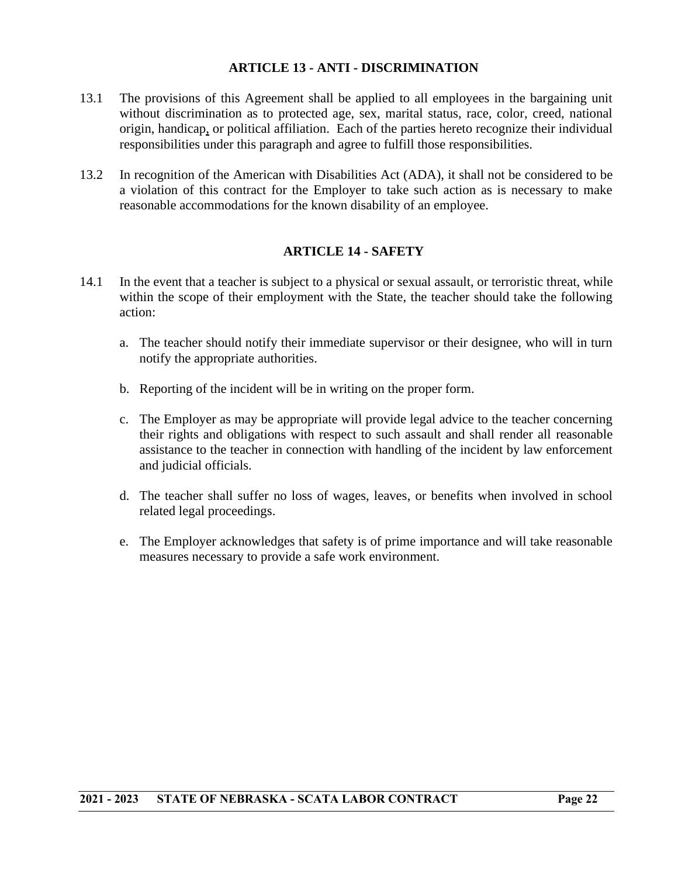## ARTICLE 13 - ANTI - DISCRIMINATION

13.1 The provisions of this Agreement shall be applied to all employees in the bargaining unit without discrimination as to protected age, sex, marital status, race, color, creed, national origin, handicap, or political affiliation. Each of the parties hereto recognize their individual responsibilities under this paragraph and agree to fulfill those responsibilities.

13.2 In recognition of the American with Disabilities Act (ADA), it shall not be considered to be a violation of this contract for the Employer to take such action as is necessary to make reasonable accommodations for the known disability of an employee.

## ARTICLE 14 - SAFETY

14.1 In the event that a teacher is subject to a physical or sexual assault, or terroristic threat, while within the scope of their employment with the State, the teacher should take the following action:

a. The teacher should notify their immediate supervisor or their designee, who will in turn notify the appropriate authorities.

b. Reporting of the incident will be in writing on the proper form.

c. The Employer as may be appropriate will provide legal advice to the teacher concerning their rights and obligations with respect to such assault and shall render all reasonable assistance to the teacher in connection with handling of the incident by law enforcement and judicial officials.

d. The teacher shall suffer no loss of wages, leaves, or benefits when involved in school related legal proceedings.

e. The Employer acknowledges that safety is of prime importance and will take reasonable measures necessary to provide a safe work environment.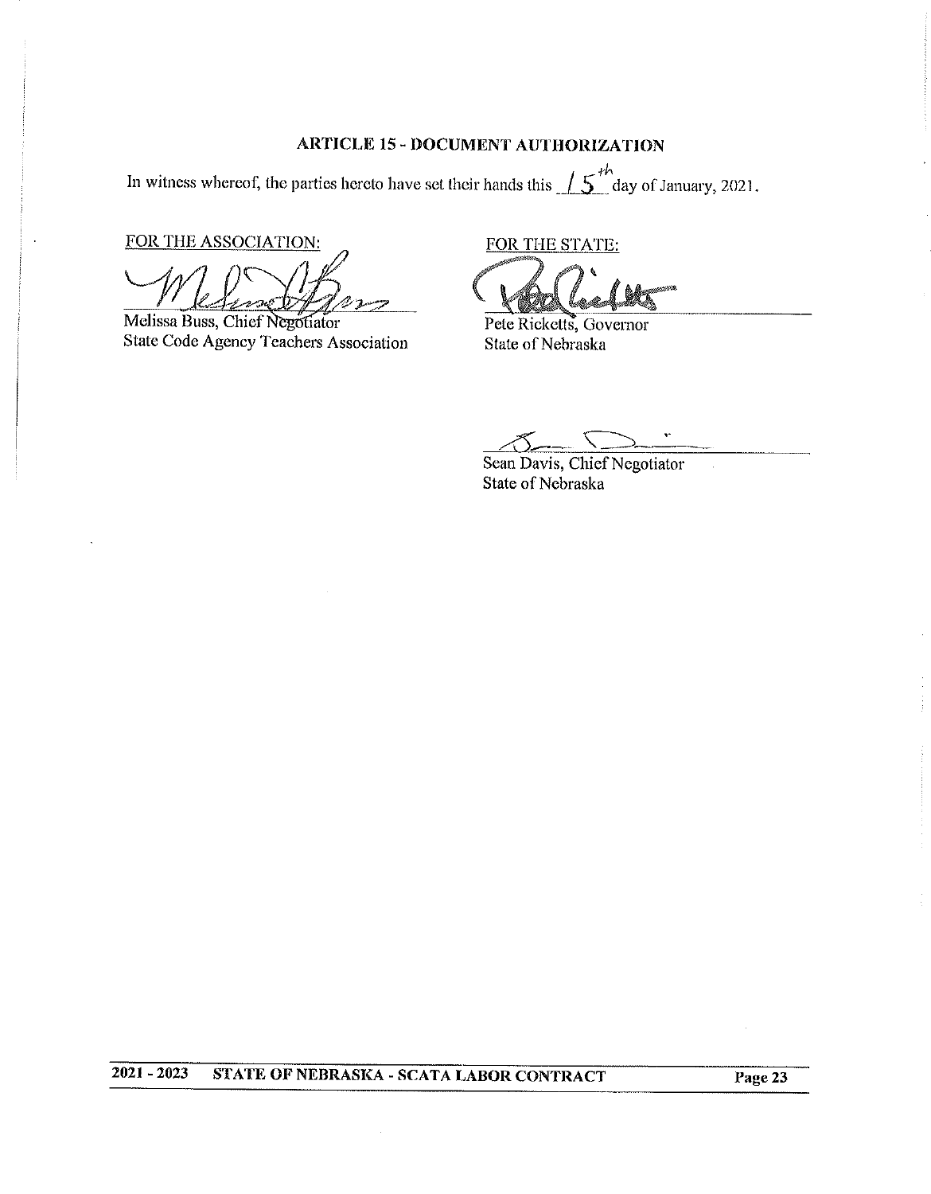## ARTICLE 15 - DOCUMENT AUTHORIZATION

In witness whereof, the parties hereto have set their hands this 15th day of January, 2021.

FOR THE ASSOCIATION:

Melissa Buss, Chief Negotiator
State Code Agency Teachers Association

FOR THE STATE:

Pete Ricketts, Governor
State of Nebraska

Sean Davis, Chief Negotiator
State of Nebraska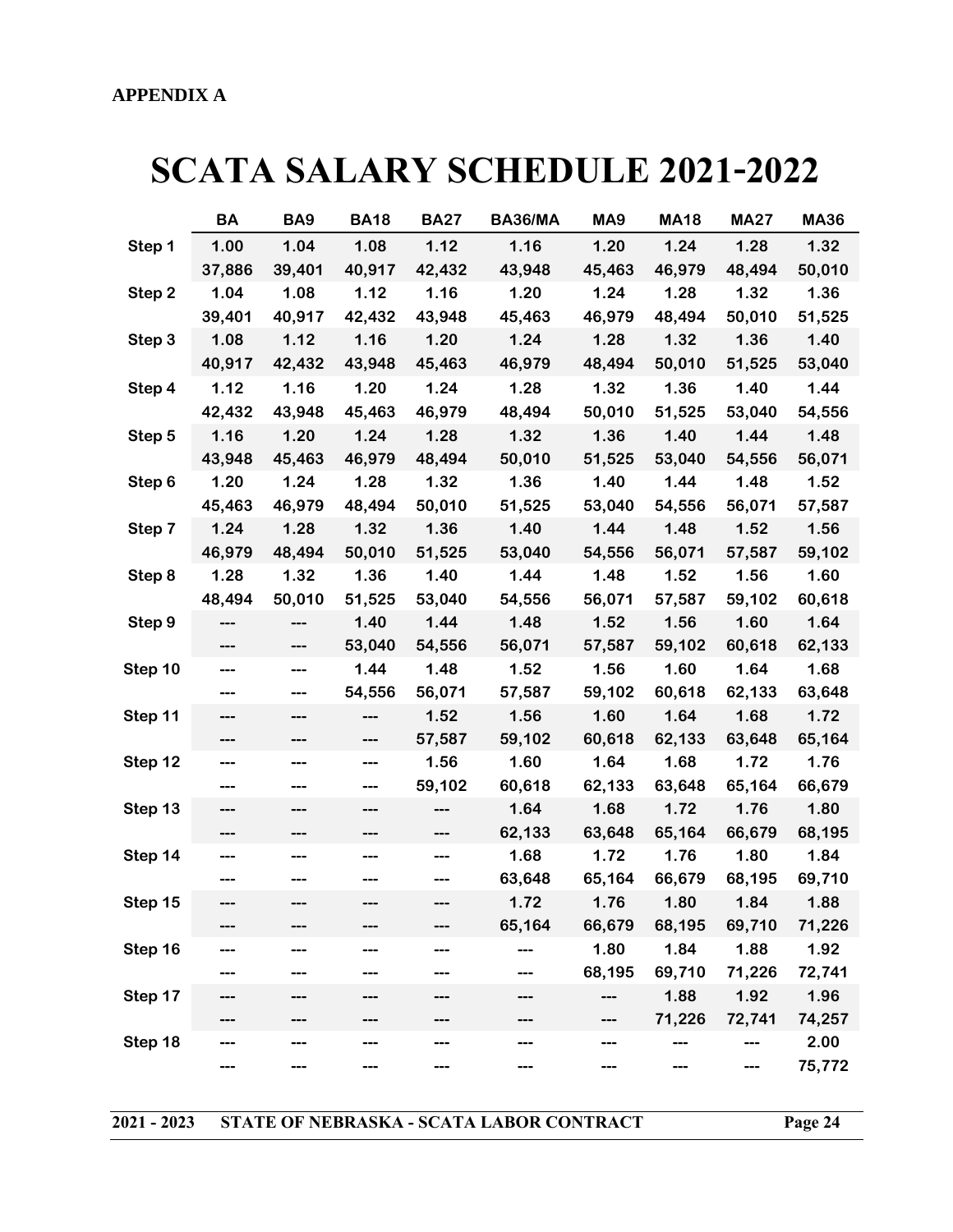**APPENDIX A**

# SCATA SALARY SCHEDULE 2021-2022

| | BA | BA9 | BA18 | BA27 | BA36/MA | MA9 | MA18 | MA27 | MA36 |
|---|---|---|---|---|---|---|---|---|---|
| Step 1 | 1.00 | 1.04 | 1.08 | 1.12 | 1.16 | 1.20 | 1.24 | 1.28 | 1.32 |
| | 37,886 | 39,401 | 40,917 | 42,432 | 43,948 | 45,463 | 46,979 | 48,494 | 50,010 |
| Step 2 | 1.04 | 1.08 | 1.12 | 1.16 | 1.20 | 1.24 | 1.28 | 1.32 | 1.36 |
| | 39,401 | 40,917 | 42,432 | 43,948 | 45,463 | 46,979 | 48,494 | 50,010 | 51,525 |
| Step 3 | 1.08 | 1.12 | 1.16 | 1.20 | 1.24 | 1.28 | 1.32 | 1.36 | 1.40 |
| | 40,917 | 42,432 | 43,948 | 45,463 | 46,979 | 48,494 | 50,010 | 51,525 | 53,040 |
| Step 4 | 1.12 | 1.16 | 1.20 | 1.24 | 1.28 | 1.32 | 1.36 | 1.40 | 1.44 |
| | 42,432 | 43,948 | 45,463 | 46,979 | 48,494 | 50,010 | 51,525 | 53,040 | 54,556 |
| Step 5 | 1.16 | 1.20 | 1.24 | 1.28 | 1.32 | 1.36 | 1.40 | 1.44 | 1.48 |
| | 43,948 | 45,463 | 46,979 | 48,494 | 50,010 | 51,525 | 53,040 | 54,556 | 56,071 |
| Step 6 | 1.20 | 1.24 | 1.28 | 1.32 | 1.36 | 1.40 | 1.44 | 1.48 | 1.52 |
| | 45,463 | 46,979 | 48,494 | 50,010 | 51,525 | 53,040 | 54,556 | 56,071 | 57,587 |
| Step 7 | 1.24 | 1.28 | 1.32 | 1.36 | 1.40 | 1.44 | 1.48 | 1.52 | 1.56 |
| | 46,979 | 48,494 | 50,010 | 51,525 | 53,040 | 54,556 | 56,071 | 57,587 | 59,102 |
| Step 8 | 1.28 | 1.32 | 1.36 | 1.40 | 1.44 | 1.48 | 1.52 | 1.56 | 1.60 |
| | 48,494 | 50,010 | 51,525 | 53,040 | 54,556 | 56,071 | 57,587 | 59,102 | 60,618 |
| Step 9 | --- | --- | 1.40 | 1.44 | 1.48 | 1.52 | 1.56 | 1.60 | 1.64 |
| | --- | --- | 53,040 | 54,556 | 56,071 | 57,587 | 59,102 | 60,618 | 62,133 |
| Step 10 | --- | --- | 1.44 | 1.48 | 1.52 | 1.56 | 1.60 | 1.64 | 1.68 |
| | --- | --- | 54,556 | 56,071 | 57,587 | 59,102 | 60,618 | 62,133 | 63,648 |
| Step 11 | --- | --- | --- | 1.52 | 1.56 | 1.60 | 1.64 | 1.68 | 1.72 |
| | --- | --- | --- | 57,587 | 59,102 | 60,618 | 62,133 | 63,648 | 65,164 |
| Step 12 | --- | --- | --- | 1.56 | 1.60 | 1.64 | 1.68 | 1.72 | 1.76 |
| | --- | --- | --- | 59,102 | 60,618 | 62,133 | 63,648 | 65,164 | 66,679 |
| Step 13 | --- | --- | --- | --- | 1.64 | 1.68 | 1.72 | 1.76 | 1.80 |
| | --- | --- | --- | --- | 62,133 | 63,648 | 65,164 | 66,679 | 68,195 |
| Step 14 | --- | --- | --- | --- | 1.68 | 1.72 | 1.76 | 1.80 | 1.84 |
| | --- | --- | --- | --- | 63,648 | 65,164 | 66,679 | 68,195 | 69,710 |
| Step 15 | --- | --- | --- | --- | 1.72 | 1.76 | 1.80 | 1.84 | 1.88 |
| | --- | --- | --- | --- | 65,164 | 66,679 | 68,195 | 69,710 | 71,226 |
| Step 16 | --- | --- | --- | --- | --- | 1.80 | 1.84 | 1.88 | 1.92 |
| | --- | --- | --- | --- | --- | 68,195 | 69,710 | 71,226 | 72,741 |
| Step 17 | --- | --- | --- | --- | --- | --- | 1.88 | 1.92 | 1.96 |
| | --- | --- | --- | --- | --- | --- | 71,226 | 72,741 | 74,257 |
| Step 18 | --- | --- | --- | --- | --- | --- | --- | --- | 2.00 |
| | --- | --- | --- | --- | --- | --- | --- | --- | 75,772 |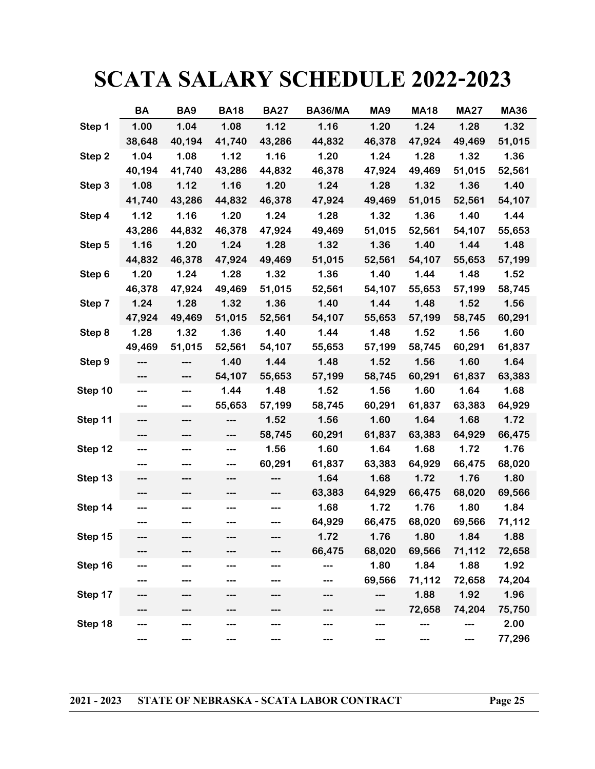# SCATA SALARY SCHEDULE 2022-2023

| | BA | BA9 | BA18 | BA27 | BA36/MA | MA9 | MA18 | MA27 | MA36 |
|---|---|---|---|---|---|---|---|---|---|
| Step 1 | 1.00 | 1.04 | 1.08 | 1.12 | 1.16 | 1.20 | 1.24 | 1.28 | 1.32 |
| | 38,648 | 40,194 | 41,740 | 43,286 | 44,832 | 46,378 | 47,924 | 49,469 | 51,015 |
| Step 2 | 1.04 | 1.08 | 1.12 | 1.16 | 1.20 | 1.24 | 1.28 | 1.32 | 1.36 |
| | 40,194 | 41,740 | 43,286 | 44,832 | 46,378 | 47,924 | 49,469 | 51,015 | 52,561 |
| Step 3 | 1.08 | 1.12 | 1.16 | 1.20 | 1.24 | 1.28 | 1.32 | 1.36 | 1.40 |
| | 41,740 | 43,286 | 44,832 | 46,378 | 47,924 | 49,469 | 51,015 | 52,561 | 54,107 |
| Step 4 | 1.12 | 1.16 | 1.20 | 1.24 | 1.28 | 1.32 | 1.36 | 1.40 | 1.44 |
| | 43,286 | 44,832 | 46,378 | 47,924 | 49,469 | 51,015 | 52,561 | 54,107 | 55,653 |
| Step 5 | 1.16 | 1.20 | 1.24 | 1.28 | 1.32 | 1.36 | 1.40 | 1.44 | 1.48 |
| | 44,832 | 46,378 | 47,924 | 49,469 | 51,015 | 52,561 | 54,107 | 55,653 | 57,199 |
| Step 6 | 1.20 | 1.24 | 1.28 | 1.32 | 1.36 | 1.40 | 1.44 | 1.48 | 1.52 |
| | 46,378 | 47,924 | 49,469 | 51,015 | 52,561 | 54,107 | 55,653 | 57,199 | 58,745 |
| Step 7 | 1.24 | 1.28 | 1.32 | 1.36 | 1.40 | 1.44 | 1.48 | 1.52 | 1.56 |
| | 47,924 | 49,469 | 51,015 | 52,561 | 54,107 | 55,653 | 57,199 | 58,745 | 60,291 |
| Step 8 | 1.28 | 1.32 | 1.36 | 1.40 | 1.44 | 1.48 | 1.52 | 1.56 | 1.60 |
| | 49,469 | 51,015 | 52,561 | 54,107 | 55,653 | 57,199 | 58,745 | 60,291 | 61,837 |
| Step 9 | --- | --- | 1.40 | 1.44 | 1.48 | 1.52 | 1.56 | 1.60 | 1.64 |
| | --- | --- | 54,107 | 55,653 | 57,199 | 58,745 | 60,291 | 61,837 | 63,383 |
| Step 10 | --- | --- | 1.44 | 1.48 | 1.52 | 1.56 | 1.60 | 1.64 | 1.68 |
| | --- | --- | 55,653 | 57,199 | 58,745 | 60,291 | 61,837 | 63,383 | 64,929 |
| Step 11 | --- | --- | --- | 1.52 | 1.56 | 1.60 | 1.64 | 1.68 | 1.72 |
| | --- | --- | --- | 58,745 | 60,291 | 61,837 | 63,383 | 64,929 | 66,475 |
| Step 12 | --- | --- | --- | 1.56 | 1.60 | 1.64 | 1.68 | 1.72 | 1.76 |
| | --- | --- | --- | 60,291 | 61,837 | 63,383 | 64,929 | 66,475 | 68,020 |
| Step 13 | --- | --- | --- | --- | 1.64 | 1.68 | 1.72 | 1.76 | 1.80 |
| | --- | --- | --- | --- | 63,383 | 64,929 | 66,475 | 68,020 | 69,566 |
| Step 14 | --- | --- | --- | --- | 1.68 | 1.72 | 1.76 | 1.80 | 1.84 |
| | --- | --- | --- | --- | 64,929 | 66,475 | 68,020 | 69,566 | 71,112 |
| Step 15 | --- | --- | --- | --- | 1.72 | 1.76 | 1.80 | 1.84 | 1.88 |
| | --- | --- | --- | --- | 66,475 | 68,020 | 69,566 | 71,112 | 72,658 |
| Step 16 | --- | --- | --- | --- | --- | 1.80 | 1.84 | 1.88 | 1.92 |
| | --- | --- | --- | --- | --- | 69,566 | 71,112 | 72,658 | 74,204 |
| Step 17 | --- | --- | --- | --- | --- | --- | 1.88 | 1.92 | 1.96 |
| | --- | --- | --- | --- | --- | --- | 72,658 | 74,204 | 75,750 |
| Step 18 | --- | --- | --- | --- | --- | --- | --- | --- | 2.00 |
| | --- | --- | --- | --- | --- | --- | --- | --- | 77,296 |